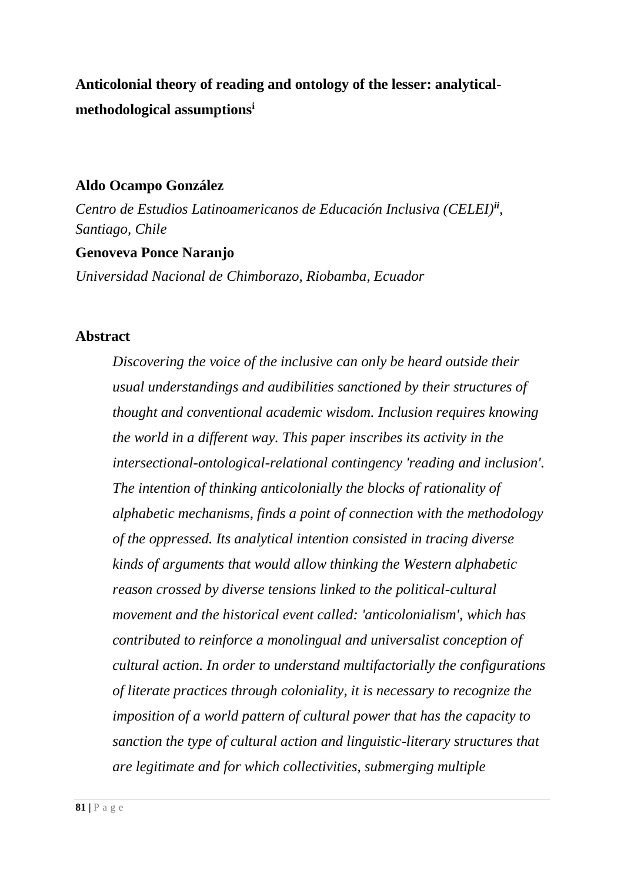# Anticolonial theory of reading and ontology of the lesser: analytical-methodological assumptions[i]

**Aldo Ocampo González**

*Centro de Estudios Latinoamericanos de Educación Inclusiva (CELEI)[ii], Santiago, Chile*

**Genoveva Ponce Naranjo**

*Universidad Nacional de Chimborazo, Riobamba, Ecuador*

## Abstract

*Discovering the voice of the inclusive can only be heard outside their usual understandings and audibilities sanctioned by their structures of thought and conventional academic wisdom. Inclusion requires knowing the world in a different way. This paper inscribes its activity in the intersectional-ontological-relational contingency 'reading and inclusion'. The intention of thinking anticolonially the blocks of rationality of alphabetic mechanisms, finds a point of connection with the methodology of the oppressed. Its analytical intention consisted in tracing diverse kinds of arguments that would allow thinking the Western alphabetic reason crossed by diverse tensions linked to the political-cultural movement and the historical event called: 'anticolonialism', which has contributed to reinforce a monolingual and universalist conception of cultural action. In order to understand multifactorially the configurations of literate practices through coloniality, it is necessary to recognize the imposition of a world pattern of cultural power that has the capacity to sanction the type of cultural action and linguistic-literary structures that are legitimate and for which collectivities, submerging multiple*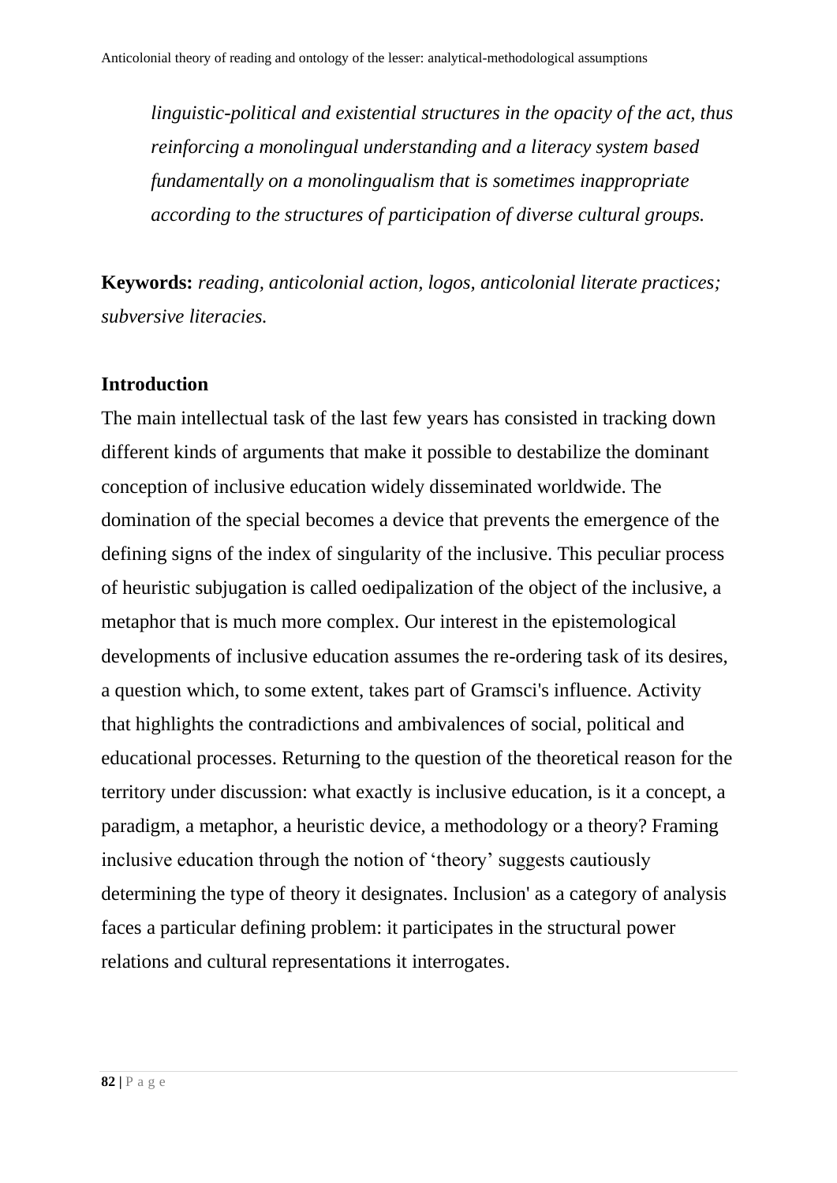*linguistic-political and existential structures in the opacity of the act, thus reinforcing a monolingual understanding and a literacy system based fundamentally on a monolingualism that is sometimes inappropriate according to the structures of participation of diverse cultural groups.*

**Keywords:** *reading, anticolonial action, logos, anticolonial literate practices; subversive literacies.*

## Introduction

The main intellectual task of the last few years has consisted in tracking down different kinds of arguments that make it possible to destabilize the dominant conception of inclusive education widely disseminated worldwide. The domination of the special becomes a device that prevents the emergence of the defining signs of the index of singularity of the inclusive. This peculiar process of heuristic subjugation is called oedipalization of the object of the inclusive, a metaphor that is much more complex. Our interest in the epistemological developments of inclusive education assumes the re-ordering task of its desires, a question which, to some extent, takes part of Gramsci's influence. Activity that highlights the contradictions and ambivalences of social, political and educational processes. Returning to the question of the theoretical reason for the territory under discussion: what exactly is inclusive education, is it a concept, a paradigm, a metaphor, a heuristic device, a methodology or a theory? Framing inclusive education through the notion of 'theory' suggests cautiously determining the type of theory it designates. Inclusion' as a category of analysis faces a particular defining problem: it participates in the structural power relations and cultural representations it interrogates.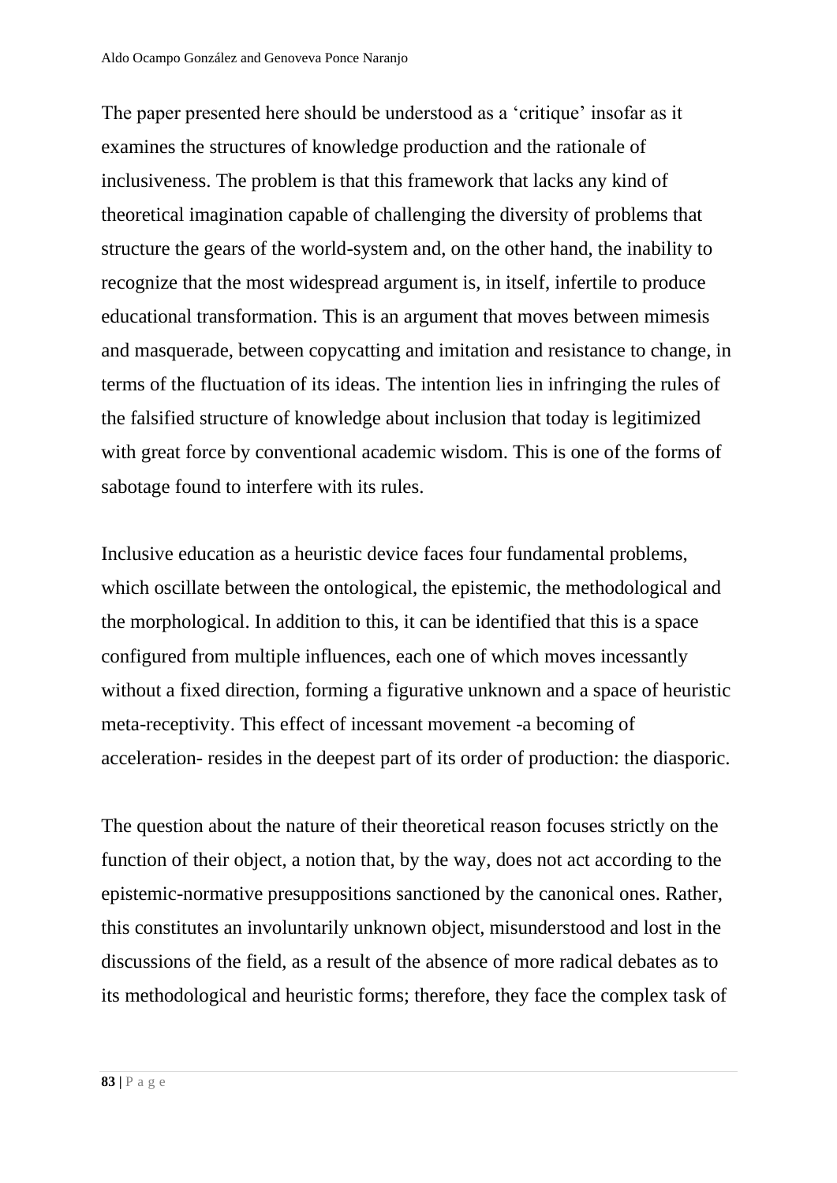The paper presented here should be understood as a 'critique' insofar as it examines the structures of knowledge production and the rationale of inclusiveness. The problem is that this framework that lacks any kind of theoretical imagination capable of challenging the diversity of problems that structure the gears of the world-system and, on the other hand, the inability to recognize that the most widespread argument is, in itself, infertile to produce educational transformation. This is an argument that moves between mimesis and masquerade, between copycatting and imitation and resistance to change, in terms of the fluctuation of its ideas. The intention lies in infringing the rules of the falsified structure of knowledge about inclusion that today is legitimized with great force by conventional academic wisdom. This is one of the forms of sabotage found to interfere with its rules.

Inclusive education as a heuristic device faces four fundamental problems, which oscillate between the ontological, the epistemic, the methodological and the morphological. In addition to this, it can be identified that this is a space configured from multiple influences, each one of which moves incessantly without a fixed direction, forming a figurative unknown and a space of heuristic meta-receptivity. This effect of incessant movement -a becoming of acceleration- resides in the deepest part of its order of production: the diasporic.

The question about the nature of their theoretical reason focuses strictly on the function of their object, a notion that, by the way, does not act according to the epistemic-normative presuppositions sanctioned by the canonical ones. Rather, this constitutes an involuntarily unknown object, misunderstood and lost in the discussions of the field, as a result of the absence of more radical debates as to its methodological and heuristic forms; therefore, they face the complex task of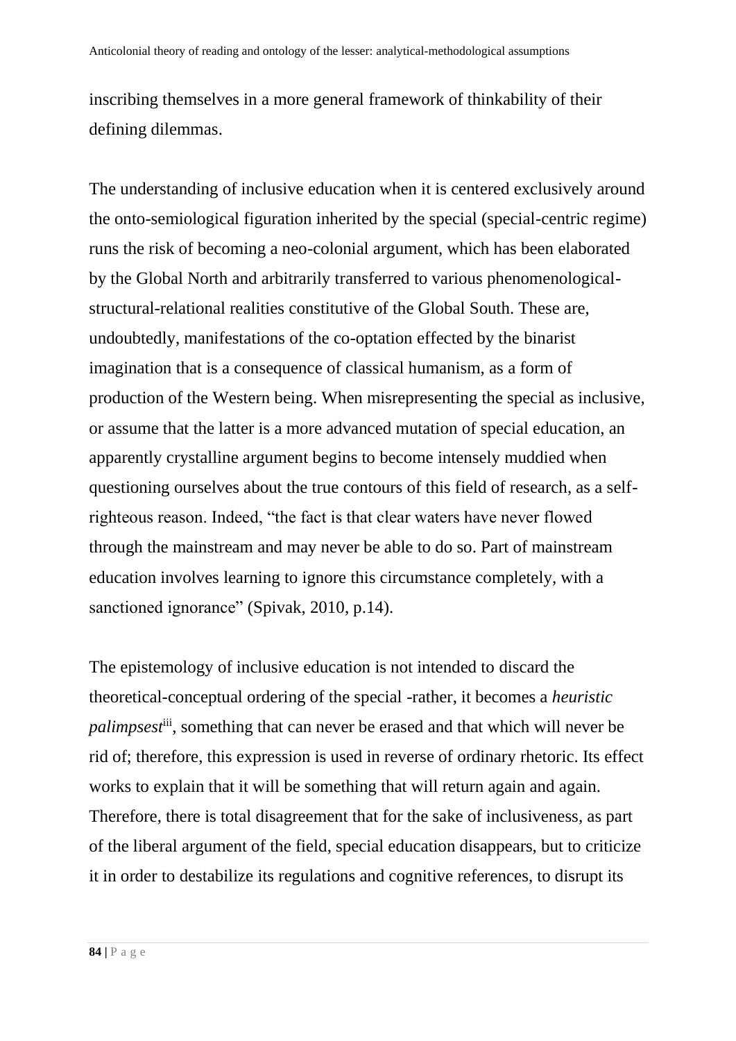inscribing themselves in a more general framework of thinkability of their defining dilemmas.

The understanding of inclusive education when it is centered exclusively around the onto-semiological figuration inherited by the special (special-centric regime) runs the risk of becoming a neo-colonial argument, which has been elaborated by the Global North and arbitrarily transferred to various phenomenological-structural-relational realities constitutive of the Global South. These are, undoubtedly, manifestations of the co-optation effected by the binarist imagination that is a consequence of classical humanism, as a form of production of the Western being. When misrepresenting the special as inclusive, or assume that the latter is a more advanced mutation of special education, an apparently crystalline argument begins to become intensely muddied when questioning ourselves about the true contours of this field of research, as a self-righteous reason. Indeed, "the fact is that clear waters have never flowed through the mainstream and may never be able to do so. Part of mainstream education involves learning to ignore this circumstance completely, with a sanctioned ignorance" (Spivak, 2010, p.14).

The epistemology of inclusive education is not intended to discard the theoretical-conceptual ordering of the special -rather, it becomes a *heuristic palimpsest*[iii], something that can never be erased and that which will never be rid of; therefore, this expression is used in reverse of ordinary rhetoric. Its effect works to explain that it will be something that will return again and again. Therefore, there is total disagreement that for the sake of inclusiveness, as part of the liberal argument of the field, special education disappears, but to criticize it in order to destabilize its regulations and cognitive references, to disrupt its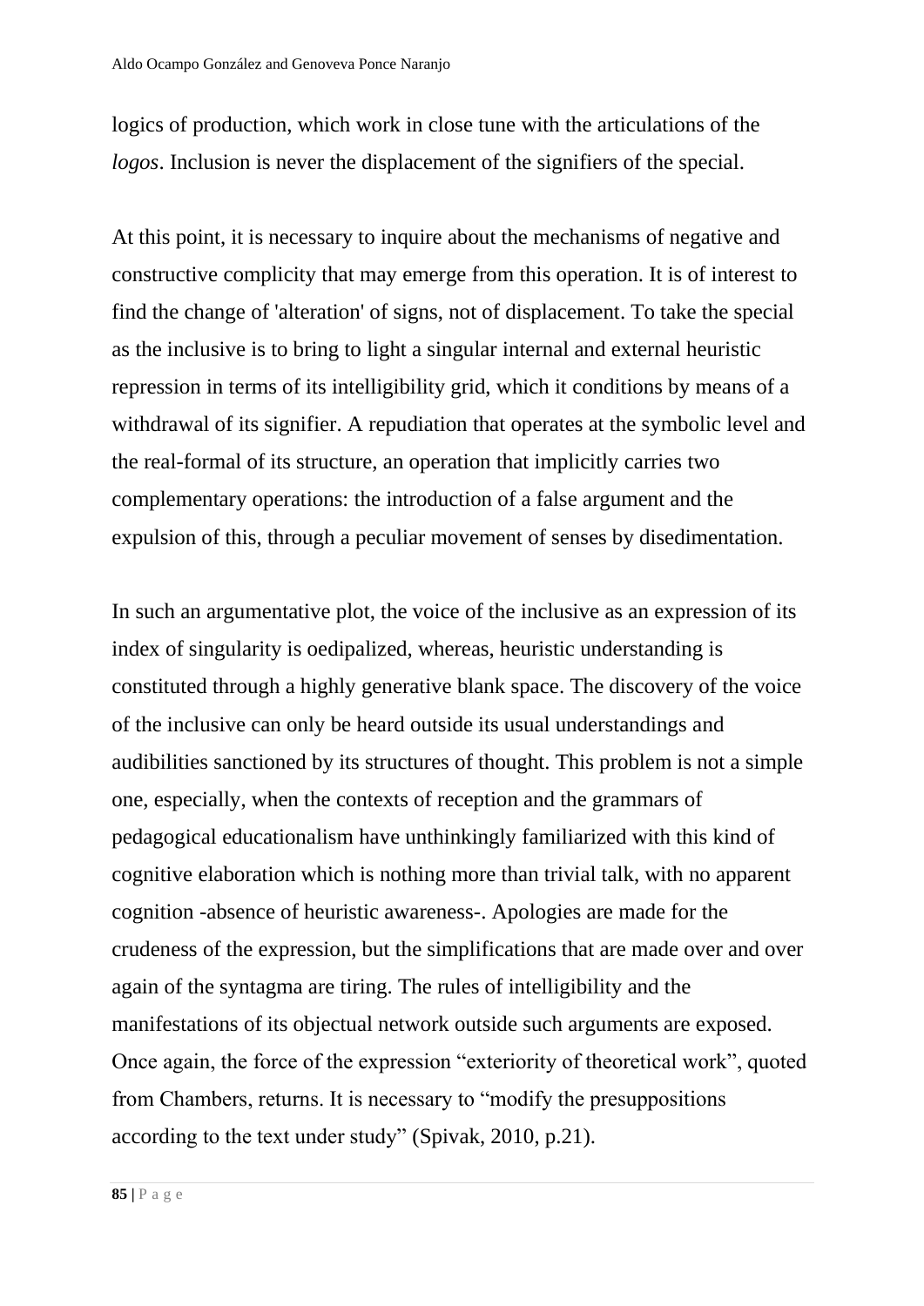logics of production, which work in close tune with the articulations of the *logos*. Inclusion is never the displacement of the signifiers of the special.

At this point, it is necessary to inquire about the mechanisms of negative and constructive complicity that may emerge from this operation. It is of interest to find the change of 'alteration' of signs, not of displacement. To take the special as the inclusive is to bring to light a singular internal and external heuristic repression in terms of its intelligibility grid, which it conditions by means of a withdrawal of its signifier. A repudiation that operates at the symbolic level and the real-formal of its structure, an operation that implicitly carries two complementary operations: the introduction of a false argument and the expulsion of this, through a peculiar movement of senses by disedimentation.

In such an argumentative plot, the voice of the inclusive as an expression of its index of singularity is oedipalized, whereas, heuristic understanding is constituted through a highly generative blank space. The discovery of the voice of the inclusive can only be heard outside its usual understandings and audibilities sanctioned by its structures of thought. This problem is not a simple one, especially, when the contexts of reception and the grammars of pedagogical educationalism have unthinkingly familiarized with this kind of cognitive elaboration which is nothing more than trivial talk, with no apparent cognition -absence of heuristic awareness-. Apologies are made for the crudeness of the expression, but the simplifications that are made over and over again of the syntagma are tiring. The rules of intelligibility and the manifestations of its objectual network outside such arguments are exposed. Once again, the force of the expression "exteriority of theoretical work", quoted from Chambers, returns. It is necessary to "modify the presuppositions according to the text under study" (Spivak, 2010, p.21).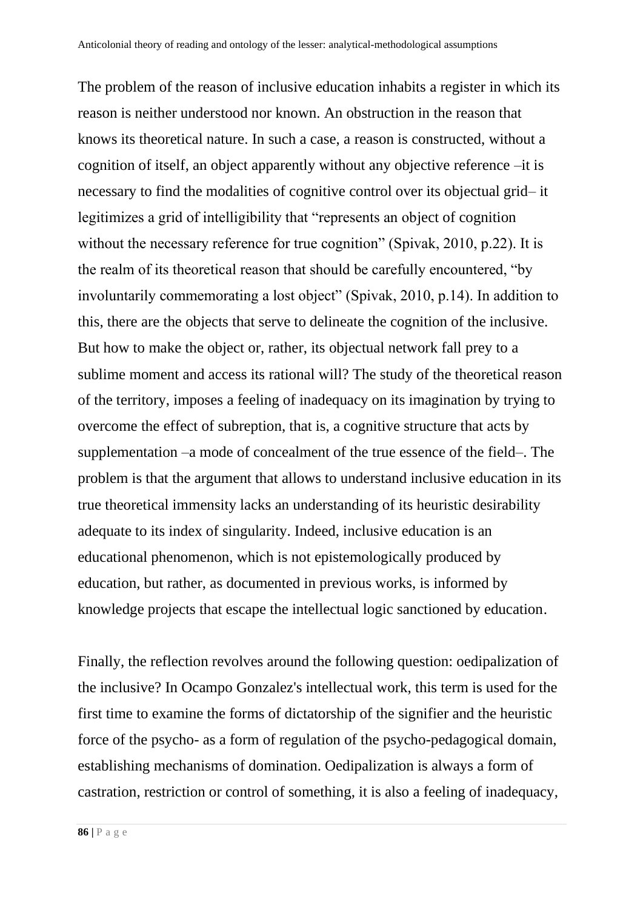The problem of the reason of inclusive education inhabits a register in which its reason is neither understood nor known. An obstruction in the reason that knows its theoretical nature. In such a case, a reason is constructed, without a cognition of itself, an object apparently without any objective reference –it is necessary to find the modalities of cognitive control over its objectual grid– it legitimizes a grid of intelligibility that "represents an object of cognition without the necessary reference for true cognition" (Spivak, 2010, p.22). It is the realm of its theoretical reason that should be carefully encountered, "by involuntarily commemorating a lost object" (Spivak, 2010, p.14). In addition to this, there are the objects that serve to delineate the cognition of the inclusive. But how to make the object or, rather, its objectual network fall prey to a sublime moment and access its rational will? The study of the theoretical reason of the territory, imposes a feeling of inadequacy on its imagination by trying to overcome the effect of subreption, that is, a cognitive structure that acts by supplementation –a mode of concealment of the true essence of the field–. The problem is that the argument that allows to understand inclusive education in its true theoretical immensity lacks an understanding of its heuristic desirability adequate to its index of singularity. Indeed, inclusive education is an educational phenomenon, which is not epistemologically produced by education, but rather, as documented in previous works, is informed by knowledge projects that escape the intellectual logic sanctioned by education.

Finally, the reflection revolves around the following question: oedipalization of the inclusive? In Ocampo Gonzalez's intellectual work, this term is used for the first time to examine the forms of dictatorship of the signifier and the heuristic force of the psycho- as a form of regulation of the psycho-pedagogical domain, establishing mechanisms of domination. Oedipalization is always a form of castration, restriction or control of something, it is also a feeling of inadequacy,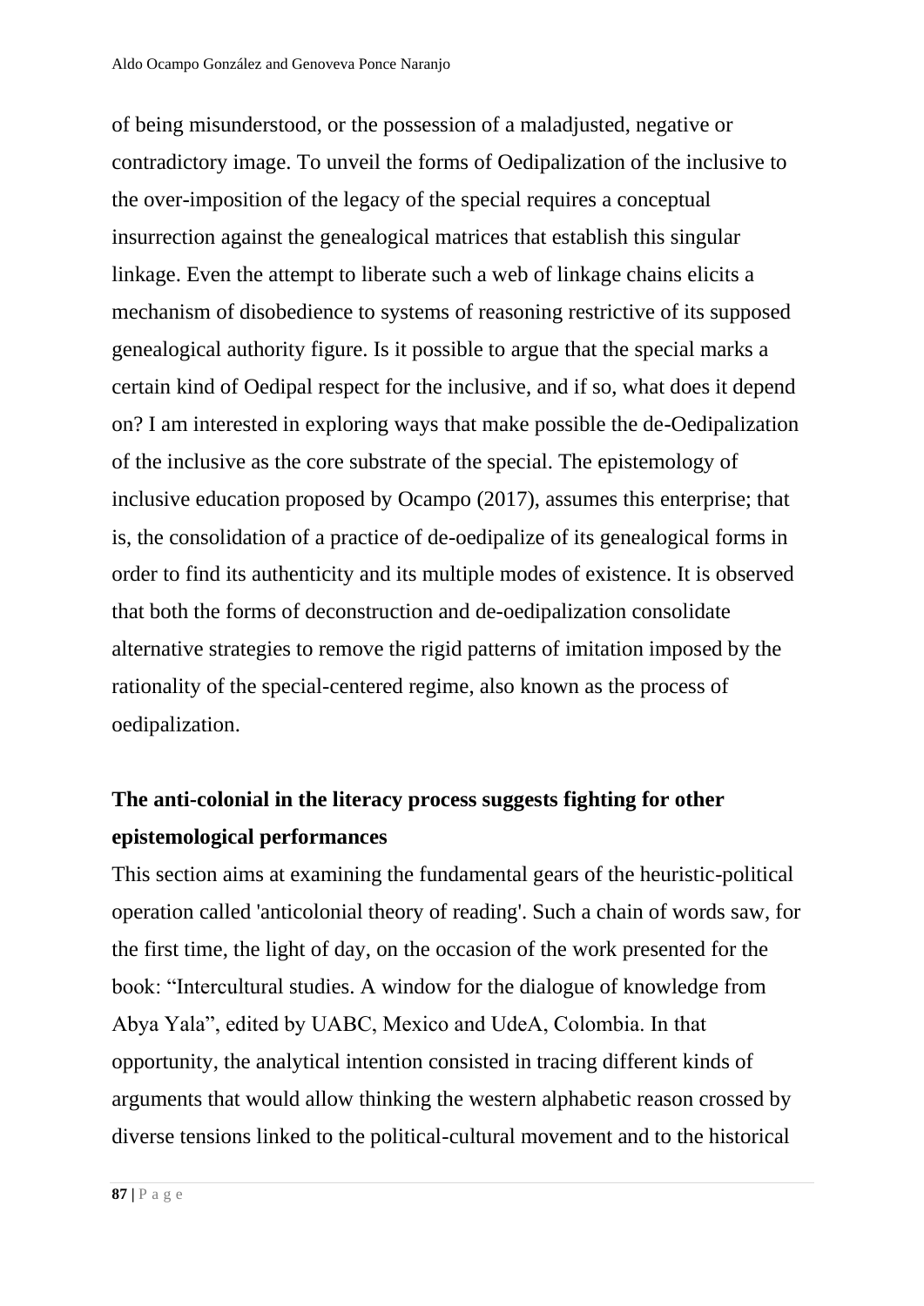of being misunderstood, or the possession of a maladjusted, negative or contradictory image. To unveil the forms of Oedipalization of the inclusive to the over-imposition of the legacy of the special requires a conceptual insurrection against the genealogical matrices that establish this singular linkage. Even the attempt to liberate such a web of linkage chains elicits a mechanism of disobedience to systems of reasoning restrictive of its supposed genealogical authority figure. Is it possible to argue that the special marks a certain kind of Oedipal respect for the inclusive, and if so, what does it depend on? I am interested in exploring ways that make possible the de-Oedipalization of the inclusive as the core substrate of the special. The epistemology of inclusive education proposed by Ocampo (2017), assumes this enterprise; that is, the consolidation of a practice of de-oedipalize of its genealogical forms in order to find its authenticity and its multiple modes of existence. It is observed that both the forms of deconstruction and de-oedipalization consolidate alternative strategies to remove the rigid patterns of imitation imposed by the rationality of the special-centered regime, also known as the process of oedipalization.

## The anti-colonial in the literacy process suggests fighting for other epistemological performances

This section aims at examining the fundamental gears of the heuristic-political operation called 'anticolonial theory of reading'. Such a chain of words saw, for the first time, the light of day, on the occasion of the work presented for the book: "Intercultural studies. A window for the dialogue of knowledge from Abya Yala", edited by UABC, Mexico and UdeA, Colombia. In that opportunity, the analytical intention consisted in tracing different kinds of arguments that would allow thinking the western alphabetic reason crossed by diverse tensions linked to the political-cultural movement and to the historical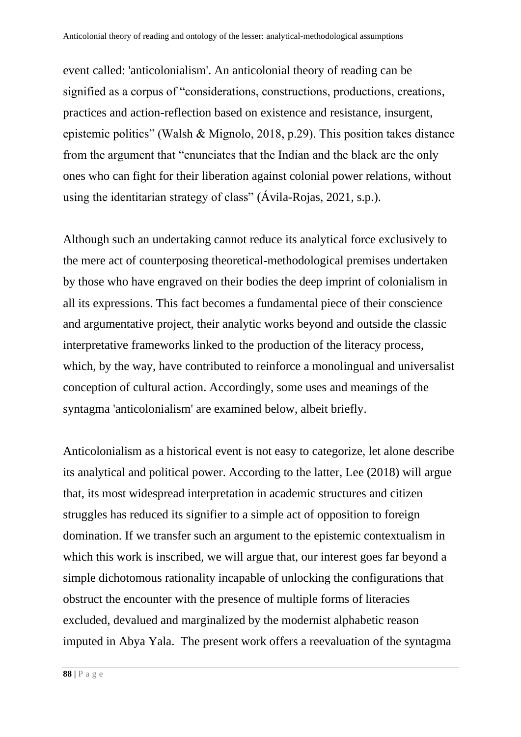event called: 'anticolonialism'. An anticolonial theory of reading can be signified as a corpus of "considerations, constructions, productions, creations, practices and action-reflection based on existence and resistance, insurgent, epistemic politics" (Walsh & Mignolo, 2018, p.29). This position takes distance from the argument that "enunciates that the Indian and the black are the only ones who can fight for their liberation against colonial power relations, without using the identitarian strategy of class" (Ávila-Rojas, 2021, s.p.).

Although such an undertaking cannot reduce its analytical force exclusively to the mere act of counterposing theoretical-methodological premises undertaken by those who have engraved on their bodies the deep imprint of colonialism in all its expressions. This fact becomes a fundamental piece of their conscience and argumentative project, their analytic works beyond and outside the classic interpretative frameworks linked to the production of the literacy process, which, by the way, have contributed to reinforce a monolingual and universalist conception of cultural action. Accordingly, some uses and meanings of the syntagma 'anticolonialism' are examined below, albeit briefly.

Anticolonialism as a historical event is not easy to categorize, let alone describe its analytical and political power. According to the latter, Lee (2018) will argue that, its most widespread interpretation in academic structures and citizen struggles has reduced its signifier to a simple act of opposition to foreign domination. If we transfer such an argument to the epistemic contextualism in which this work is inscribed, we will argue that, our interest goes far beyond a simple dichotomous rationality incapable of unlocking the configurations that obstruct the encounter with the presence of multiple forms of literacies excluded, devalued and marginalized by the modernist alphabetic reason imputed in Abya Yala. The present work offers a reevaluation of the syntagma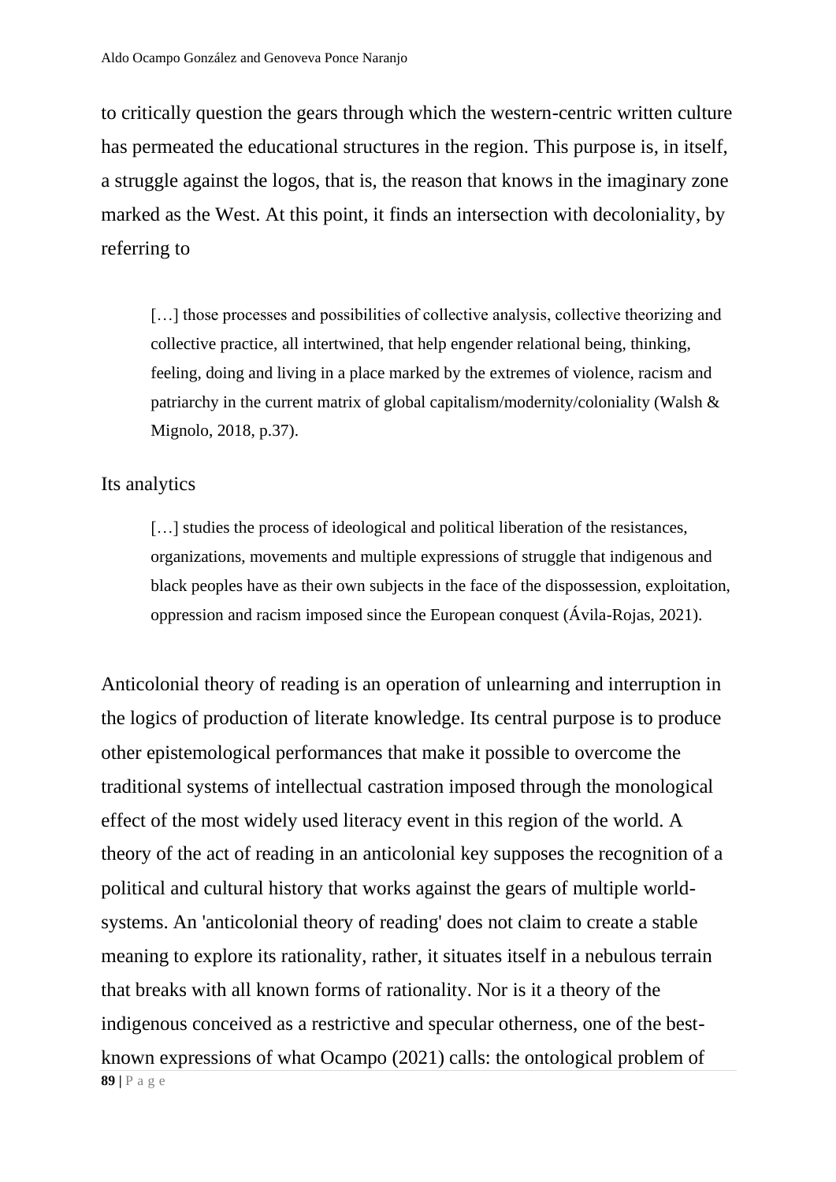to critically question the gears through which the western-centric written culture has permeated the educational structures in the region. This purpose is, in itself, a struggle against the logos, that is, the reason that knows in the imaginary zone marked as the West. At this point, it finds an intersection with decoloniality, by referring to

> […] those processes and possibilities of collective analysis, collective theorizing and collective practice, all intertwined, that help engender relational being, thinking, feeling, doing and living in a place marked by the extremes of violence, racism and patriarchy in the current matrix of global capitalism/modernity/coloniality (Walsh & Mignolo, 2018, p.37).

Its analytics

> […] studies the process of ideological and political liberation of the resistances, organizations, movements and multiple expressions of struggle that indigenous and black peoples have as their own subjects in the face of the dispossession, exploitation, oppression and racism imposed since the European conquest (Ávila-Rojas, 2021).

Anticolonial theory of reading is an operation of unlearning and interruption in the logics of production of literate knowledge. Its central purpose is to produce other epistemological performances that make it possible to overcome the traditional systems of intellectual castration imposed through the monological effect of the most widely used literacy event in this region of the world. A theory of the act of reading in an anticolonial key supposes the recognition of a political and cultural history that works against the gears of multiple world-systems. An 'anticolonial theory of reading' does not claim to create a stable meaning to explore its rationality, rather, it situates itself in a nebulous terrain that breaks with all known forms of rationality. Nor is it a theory of the indigenous conceived as a restrictive and specular otherness, one of the best-known expressions of what Ocampo (2021) calls: the ontological problem of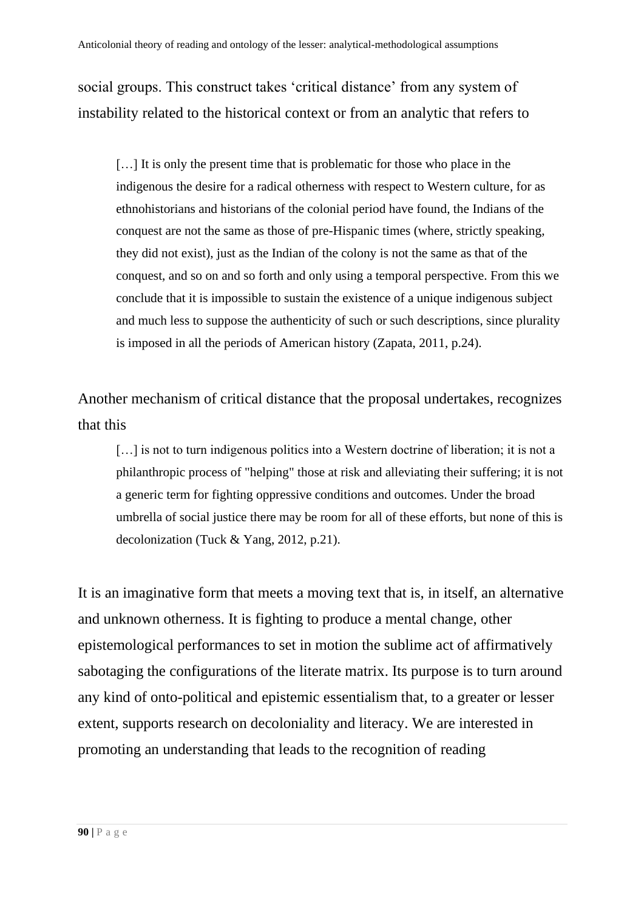social groups. This construct takes 'critical distance' from any system of instability related to the historical context or from an analytic that refers to

> […] It is only the present time that is problematic for those who place in the indigenous the desire for a radical otherness with respect to Western culture, for as ethnohistorians and historians of the colonial period have found, the Indians of the conquest are not the same as those of pre-Hispanic times (where, strictly speaking, they did not exist), just as the Indian of the colony is not the same as that of the conquest, and so on and so forth and only using a temporal perspective. From this we conclude that it is impossible to sustain the existence of a unique indigenous subject and much less to suppose the authenticity of such or such descriptions, since plurality is imposed in all the periods of American history (Zapata, 2011, p.24).

Another mechanism of critical distance that the proposal undertakes, recognizes that this

> […] is not to turn indigenous politics into a Western doctrine of liberation; it is not a philanthropic process of "helping" those at risk and alleviating their suffering; it is not a generic term for fighting oppressive conditions and outcomes. Under the broad umbrella of social justice there may be room for all of these efforts, but none of this is decolonization (Tuck & Yang, 2012, p.21).

It is an imaginative form that meets a moving text that is, in itself, an alternative and unknown otherness. It is fighting to produce a mental change, other epistemological performances to set in motion the sublime act of affirmatively sabotaging the configurations of the literate matrix. Its purpose is to turn around any kind of onto-political and epistemic essentialism that, to a greater or lesser extent, supports research on decoloniality and literacy. We are interested in promoting an understanding that leads to the recognition of reading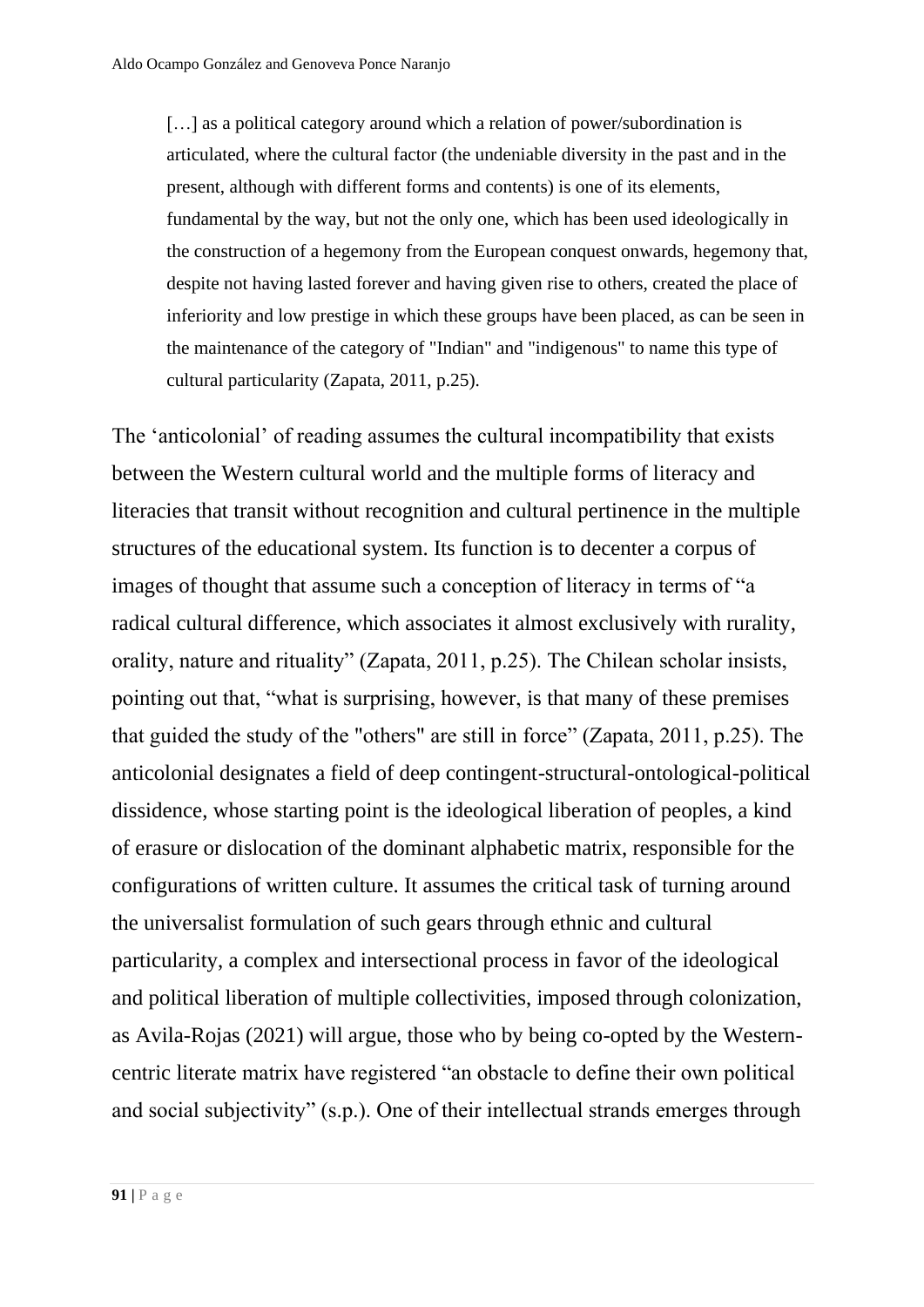> […] as a political category around which a relation of power/subordination is articulated, where the cultural factor (the undeniable diversity in the past and in the present, although with different forms and contents) is one of its elements, fundamental by the way, but not the only one, which has been used ideologically in the construction of a hegemony from the European conquest onwards, hegemony that, despite not having lasted forever and having given rise to others, created the place of inferiority and low prestige in which these groups have been placed, as can be seen in the maintenance of the category of "Indian" and "indigenous" to name this type of cultural particularity (Zapata, 2011, p.25).

The 'anticolonial' of reading assumes the cultural incompatibility that exists between the Western cultural world and the multiple forms of literacy and literacies that transit without recognition and cultural pertinence in the multiple structures of the educational system. Its function is to decenter a corpus of images of thought that assume such a conception of literacy in terms of "a radical cultural difference, which associates it almost exclusively with rurality, orality, nature and rituality" (Zapata, 2011, p.25). The Chilean scholar insists, pointing out that, "what is surprising, however, is that many of these premises that guided the study of the "others" are still in force" (Zapata, 2011, p.25). The anticolonial designates a field of deep contingent-structural-ontological-political dissidence, whose starting point is the ideological liberation of peoples, a kind of erasure or dislocation of the dominant alphabetic matrix, responsible for the configurations of written culture. It assumes the critical task of turning around the universalist formulation of such gears through ethnic and cultural particularity, a complex and intersectional process in favor of the ideological and political liberation of multiple collectivities, imposed through colonization, as Avila-Rojas (2021) will argue, those who by being co-opted by the Western-centric literate matrix have registered "an obstacle to define their own political and social subjectivity" (s.p.). One of their intellectual strands emerges through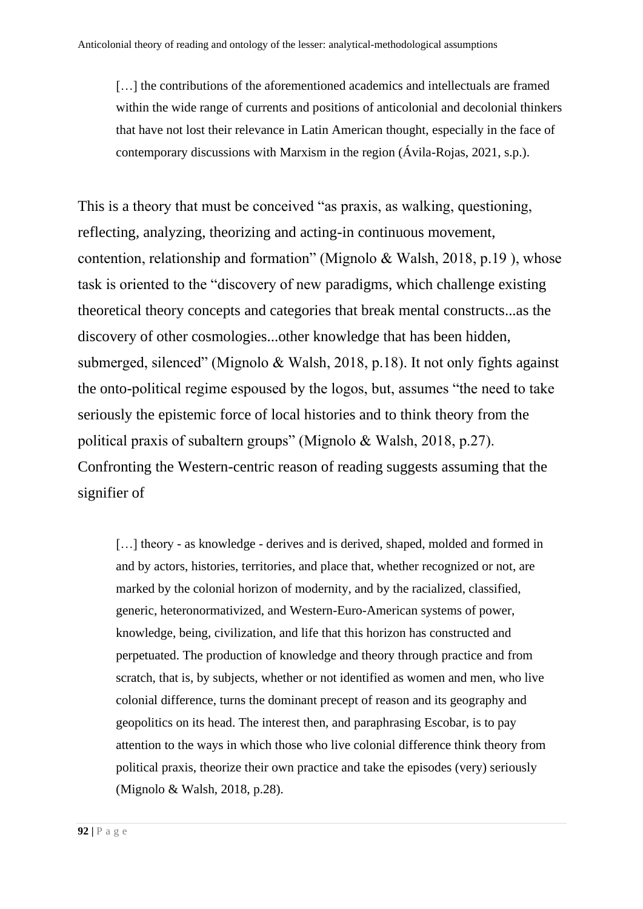> […] the contributions of the aforementioned academics and intellectuals are framed within the wide range of currents and positions of anticolonial and decolonial thinkers that have not lost their relevance in Latin American thought, especially in the face of contemporary discussions with Marxism in the region (Ávila-Rojas, 2021, s.p.).

This is a theory that must be conceived "as praxis, as walking, questioning, reflecting, analyzing, theorizing and acting-in continuous movement, contention, relationship and formation" (Mignolo & Walsh, 2018, p.19 ), whose task is oriented to the "discovery of new paradigms, which challenge existing theoretical theory concepts and categories that break mental constructs...as the discovery of other cosmologies...other knowledge that has been hidden, submerged, silenced" (Mignolo & Walsh, 2018, p.18). It not only fights against the onto-political regime espoused by the logos, but, assumes "the need to take seriously the epistemic force of local histories and to think theory from the political praxis of subaltern groups" (Mignolo & Walsh, 2018, p.27). Confronting the Western-centric reason of reading suggests assuming that the signifier of

> […] theory - as knowledge - derives and is derived, shaped, molded and formed in and by actors, histories, territories, and place that, whether recognized or not, are marked by the colonial horizon of modernity, and by the racialized, classified, generic, heteronormativized, and Western-Euro-American systems of power, knowledge, being, civilization, and life that this horizon has constructed and perpetuated. The production of knowledge and theory through practice and from scratch, that is, by subjects, whether or not identified as women and men, who live colonial difference, turns the dominant precept of reason and its geography and geopolitics on its head. The interest then, and paraphrasing Escobar, is to pay attention to the ways in which those who live colonial difference think theory from political praxis, theorize their own practice and take the episodes (very) seriously (Mignolo & Walsh, 2018, p.28).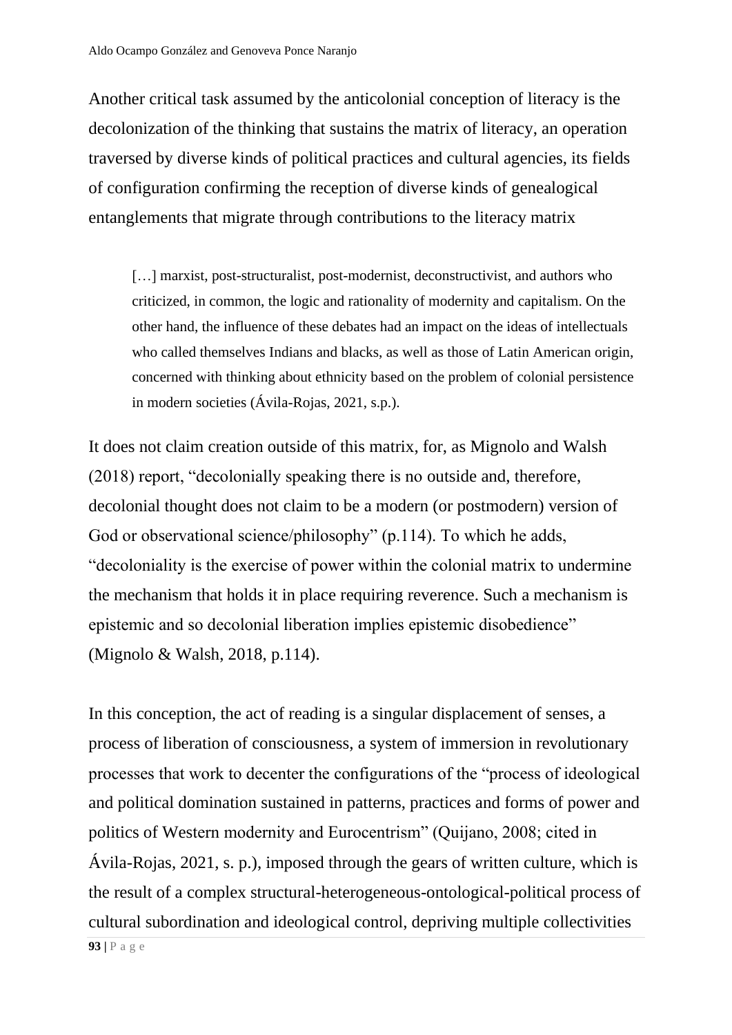Another critical task assumed by the anticolonial conception of literacy is the decolonization of the thinking that sustains the matrix of literacy, an operation traversed by diverse kinds of political practices and cultural agencies, its fields of configuration confirming the reception of diverse kinds of genealogical entanglements that migrate through contributions to the literacy matrix

> […] marxist, post-structuralist, post-modernist, deconstructivist, and authors who criticized, in common, the logic and rationality of modernity and capitalism. On the other hand, the influence of these debates had an impact on the ideas of intellectuals who called themselves Indians and blacks, as well as those of Latin American origin, concerned with thinking about ethnicity based on the problem of colonial persistence in modern societies (Ávila-Rojas, 2021, s.p.).

It does not claim creation outside of this matrix, for, as Mignolo and Walsh (2018) report, "decolonially speaking there is no outside and, therefore, decolonial thought does not claim to be a modern (or postmodern) version of God or observational science/philosophy" (p.114). To which he adds, "decoloniality is the exercise of power within the colonial matrix to undermine the mechanism that holds it in place requiring reverence. Such a mechanism is epistemic and so decolonial liberation implies epistemic disobedience" (Mignolo & Walsh, 2018, p.114).

In this conception, the act of reading is a singular displacement of senses, a process of liberation of consciousness, a system of immersion in revolutionary processes that work to decenter the configurations of the "process of ideological and political domination sustained in patterns, practices and forms of power and politics of Western modernity and Eurocentrism" (Quijano, 2008; cited in Ávila-Rojas, 2021, s. p.), imposed through the gears of written culture, which is the result of a complex structural-heterogeneous-ontological-political process of cultural subordination and ideological control, depriving multiple collectivities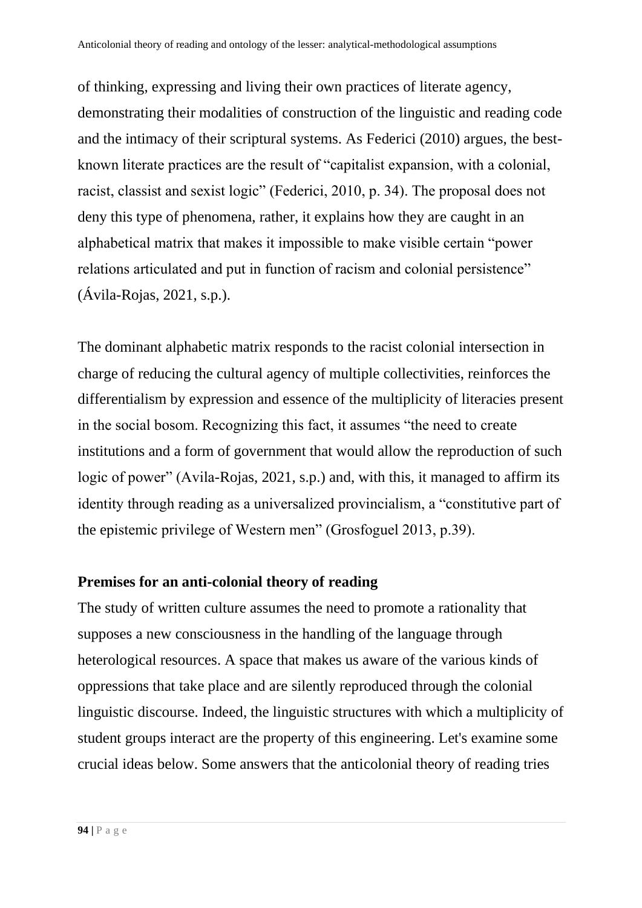of thinking, expressing and living their own practices of literate agency, demonstrating their modalities of construction of the linguistic and reading code and the intimacy of their scriptural systems. As Federici (2010) argues, the best-known literate practices are the result of "capitalist expansion, with a colonial, racist, classist and sexist logic" (Federici, 2010, p. 34). The proposal does not deny this type of phenomena, rather, it explains how they are caught in an alphabetical matrix that makes it impossible to make visible certain "power relations articulated and put in function of racism and colonial persistence" (Ávila-Rojas, 2021, s.p.).

The dominant alphabetic matrix responds to the racist colonial intersection in charge of reducing the cultural agency of multiple collectivities, reinforces the differentialism by expression and essence of the multiplicity of literacies present in the social bosom. Recognizing this fact, it assumes "the need to create institutions and a form of government that would allow the reproduction of such logic of power" (Avila-Rojas, 2021, s.p.) and, with this, it managed to affirm its identity through reading as a universalized provincialism, a "constitutive part of the epistemic privilege of Western men" (Grosfoguel 2013, p.39).

## Premises for an anti-colonial theory of reading

The study of written culture assumes the need to promote a rationality that supposes a new consciousness in the handling of the language through heterological resources. A space that makes us aware of the various kinds of oppressions that take place and are silently reproduced through the colonial linguistic discourse. Indeed, the linguistic structures with which a multiplicity of student groups interact are the property of this engineering. Let's examine some crucial ideas below. Some answers that the anticolonial theory of reading tries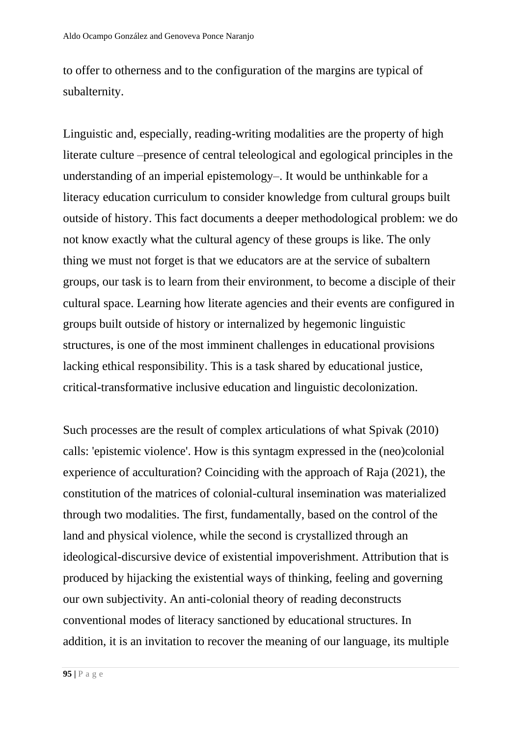to offer to otherness and to the configuration of the margins are typical of subalternity.

Linguistic and, especially, reading-writing modalities are the property of high literate culture –presence of central teleological and egological principles in the understanding of an imperial epistemology–. It would be unthinkable for a literacy education curriculum to consider knowledge from cultural groups built outside of history. This fact documents a deeper methodological problem: we do not know exactly what the cultural agency of these groups is like. The only thing we must not forget is that we educators are at the service of subaltern groups, our task is to learn from their environment, to become a disciple of their cultural space. Learning how literate agencies and their events are configured in groups built outside of history or internalized by hegemonic linguistic structures, is one of the most imminent challenges in educational provisions lacking ethical responsibility. This is a task shared by educational justice, critical-transformative inclusive education and linguistic decolonization.

Such processes are the result of complex articulations of what Spivak (2010) calls: 'epistemic violence'. How is this syntagm expressed in the (neo)colonial experience of acculturation? Coinciding with the approach of Raja (2021), the constitution of the matrices of colonial-cultural insemination was materialized through two modalities. The first, fundamentally, based on the control of the land and physical violence, while the second is crystallized through an ideological-discursive device of existential impoverishment. Attribution that is produced by hijacking the existential ways of thinking, feeling and governing our own subjectivity. An anti-colonial theory of reading deconstructs conventional modes of literacy sanctioned by educational structures. In addition, it is an invitation to recover the meaning of our language, its multiple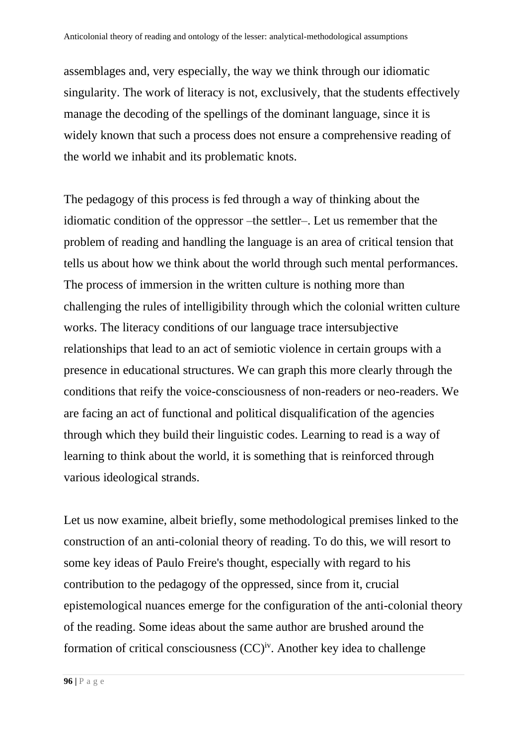assemblages and, very especially, the way we think through our idiomatic singularity. The work of literacy is not, exclusively, that the students effectively manage the decoding of the spellings of the dominant language, since it is widely known that such a process does not ensure a comprehensive reading of the world we inhabit and its problematic knots.

The pedagogy of this process is fed through a way of thinking about the idiomatic condition of the oppressor –the settler–. Let us remember that the problem of reading and handling the language is an area of critical tension that tells us about how we think about the world through such mental performances. The process of immersion in the written culture is nothing more than challenging the rules of intelligibility through which the colonial written culture works. The literacy conditions of our language trace intersubjective relationships that lead to an act of semiotic violence in certain groups with a presence in educational structures. We can graph this more clearly through the conditions that reify the voice-consciousness of non-readers or neo-readers. We are facing an act of functional and political disqualification of the agencies through which they build their linguistic codes. Learning to read is a way of learning to think about the world, it is something that is reinforced through various ideological strands.

Let us now examine, albeit briefly, some methodological premises linked to the construction of an anti-colonial theory of reading. To do this, we will resort to some key ideas of Paulo Freire's thought, especially with regard to his contribution to the pedagogy of the oppressed, since from it, crucial epistemological nuances emerge for the configuration of the anti-colonial theory of the reading. Some ideas about the same author are brushed around the formation of critical consciousness (CC)[iv]. Another key idea to challenge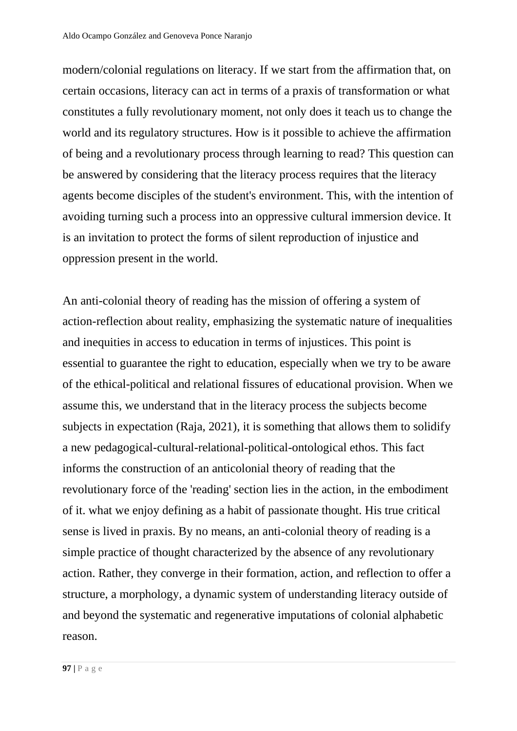modern/colonial regulations on literacy. If we start from the affirmation that, on certain occasions, literacy can act in terms of a praxis of transformation or what constitutes a fully revolutionary moment, not only does it teach us to change the world and its regulatory structures. How is it possible to achieve the affirmation of being and a revolutionary process through learning to read? This question can be answered by considering that the literacy process requires that the literacy agents become disciples of the student's environment. This, with the intention of avoiding turning such a process into an oppressive cultural immersion device. It is an invitation to protect the forms of silent reproduction of injustice and oppression present in the world.

An anti-colonial theory of reading has the mission of offering a system of action-reflection about reality, emphasizing the systematic nature of inequalities and inequities in access to education in terms of injustices. This point is essential to guarantee the right to education, especially when we try to be aware of the ethical-political and relational fissures of educational provision. When we assume this, we understand that in the literacy process the subjects become subjects in expectation (Raja, 2021), it is something that allows them to solidify a new pedagogical-cultural-relational-political-ontological ethos. This fact informs the construction of an anticolonial theory of reading that the revolutionary force of the 'reading' section lies in the action, in the embodiment of it. what we enjoy defining as a habit of passionate thought. His true critical sense is lived in praxis. By no means, an anti-colonial theory of reading is a simple practice of thought characterized by the absence of any revolutionary action. Rather, they converge in their formation, action, and reflection to offer a structure, a morphology, a dynamic system of understanding literacy outside of and beyond the systematic and regenerative imputations of colonial alphabetic reason.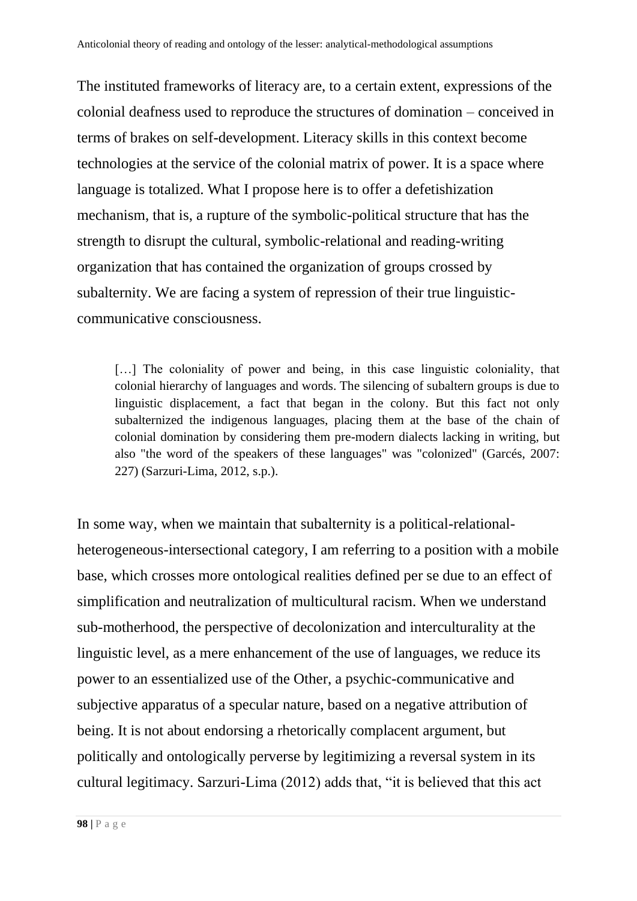The instituted frameworks of literacy are, to a certain extent, expressions of the colonial deafness used to reproduce the structures of domination – conceived in terms of brakes on self-development. Literacy skills in this context become technologies at the service of the colonial matrix of power. It is a space where language is totalized. What I propose here is to offer a defetishization mechanism, that is, a rupture of the symbolic-political structure that has the strength to disrupt the cultural, symbolic-relational and reading-writing organization that has contained the organization of groups crossed by subalternity. We are facing a system of repression of their true linguistic-communicative consciousness.

> […] The coloniality of power and being, in this case linguistic coloniality, that colonial hierarchy of languages and words. The silencing of subaltern groups is due to linguistic displacement, a fact that began in the colony. But this fact not only subalternized the indigenous languages, placing them at the base of the chain of colonial domination by considering them pre-modern dialects lacking in writing, but also "the word of the speakers of these languages" was "colonized" (Garcés, 2007: 227) (Sarzuri-Lima, 2012, s.p.).

In some way, when we maintain that subalternity is a political-relational-heterogeneous-intersectional category, I am referring to a position with a mobile base, which crosses more ontological realities defined per se due to an effect of simplification and neutralization of multicultural racism. When we understand sub-motherhood, the perspective of decolonization and interculturality at the linguistic level, as a mere enhancement of the use of languages, we reduce its power to an essentialized use of the Other, a psychic-communicative and subjective apparatus of a specular nature, based on a negative attribution of being. It is not about endorsing a rhetorically complacent argument, but politically and ontologically perverse by legitimizing a reversal system in its cultural legitimacy. Sarzuri-Lima (2012) adds that, "it is believed that this act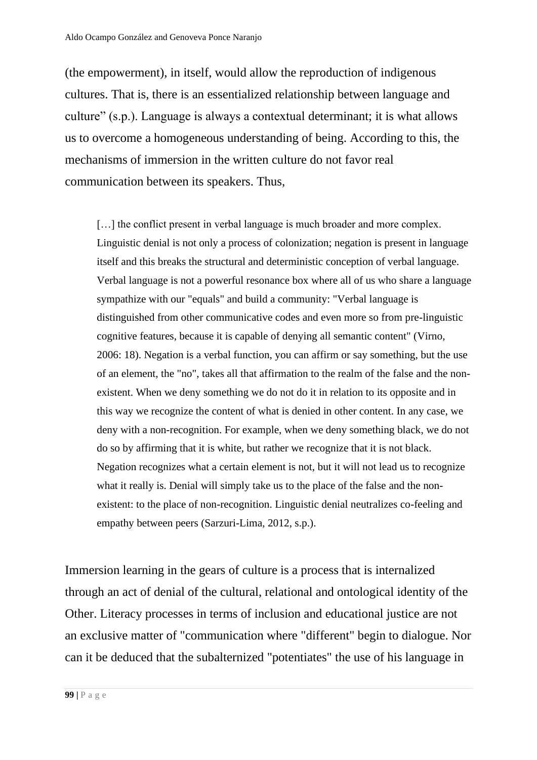(the empowerment), in itself, would allow the reproduction of indigenous cultures. That is, there is an essentialized relationship between language and culture" (s.p.). Language is always a contextual determinant; it is what allows us to overcome a homogeneous understanding of being. According to this, the mechanisms of immersion in the written culture do not favor real communication between its speakers. Thus,

> […] the conflict present in verbal language is much broader and more complex. Linguistic denial is not only a process of colonization; negation is present in language itself and this breaks the structural and deterministic conception of verbal language. Verbal language is not a powerful resonance box where all of us who share a language sympathize with our "equals" and build a community: "Verbal language is distinguished from other communicative codes and even more so from pre-linguistic cognitive features, because it is capable of denying all semantic content" (Virno, 2006: 18). Negation is a verbal function, you can affirm or say something, but the use of an element, the "no", takes all that affirmation to the realm of the false and the non-existent. When we deny something we do not do it in relation to its opposite and in this way we recognize the content of what is denied in other content. In any case, we deny with a non-recognition. For example, when we deny something black, we do not do so by affirming that it is white, but rather we recognize that it is not black. Negation recognizes what a certain element is not, but it will not lead us to recognize what it really is. Denial will simply take us to the place of the false and the non-existent: to the place of non-recognition. Linguistic denial neutralizes co-feeling and empathy between peers (Sarzuri-Lima, 2012, s.p.).

Immersion learning in the gears of culture is a process that is internalized through an act of denial of the cultural, relational and ontological identity of the Other. Literacy processes in terms of inclusion and educational justice are not an exclusive matter of "communication where "different" begin to dialogue. Nor can it be deduced that the subalternized "potentiates" the use of his language in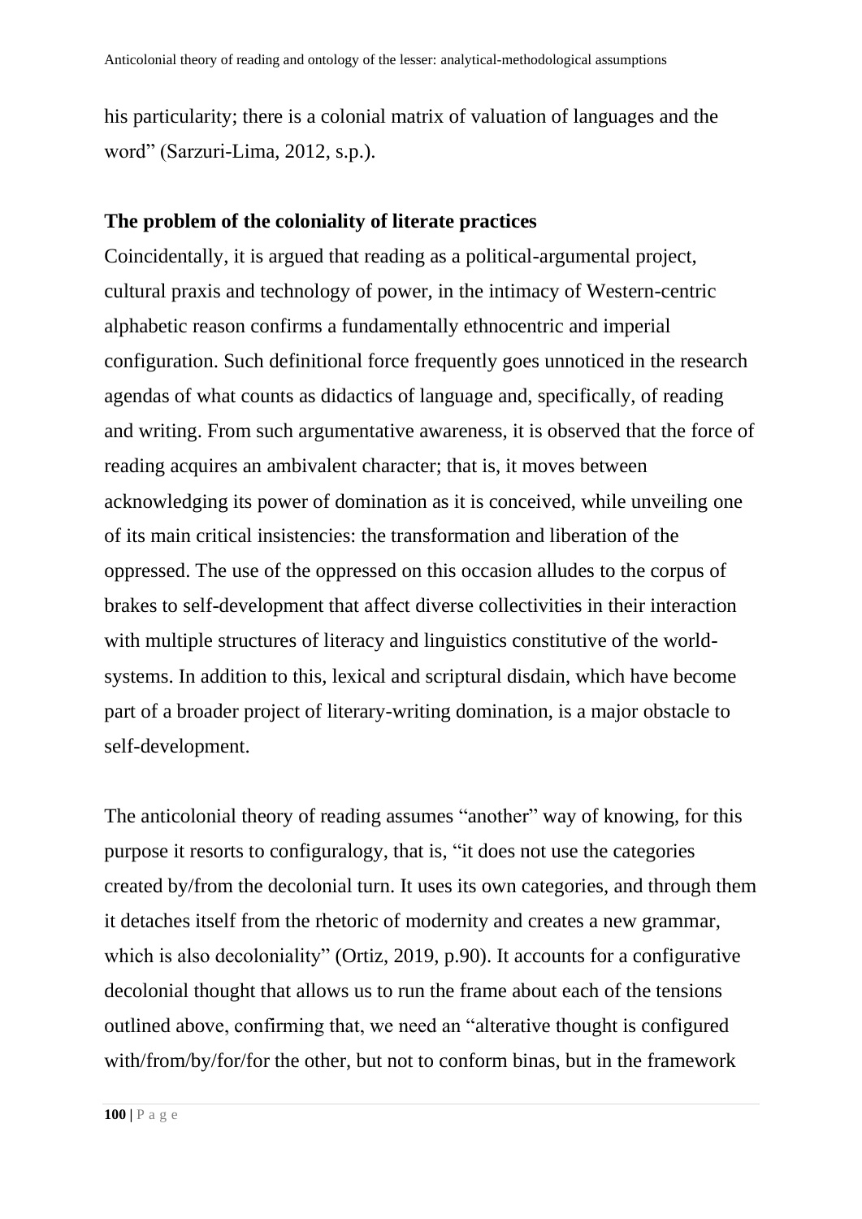his particularity; there is a colonial matrix of valuation of languages and the word" (Sarzuri-Lima, 2012, s.p.).

## The problem of the coloniality of literate practices

Coincidentally, it is argued that reading as a political-argumental project, cultural praxis and technology of power, in the intimacy of Western-centric alphabetic reason confirms a fundamentally ethnocentric and imperial configuration. Such definitional force frequently goes unnoticed in the research agendas of what counts as didactics of language and, specifically, of reading and writing. From such argumentative awareness, it is observed that the force of reading acquires an ambivalent character; that is, it moves between acknowledging its power of domination as it is conceived, while unveiling one of its main critical insistencies: the transformation and liberation of the oppressed. The use of the oppressed on this occasion alludes to the corpus of brakes to self-development that affect diverse collectivities in their interaction with multiple structures of literacy and linguistics constitutive of the world-systems. In addition to this, lexical and scriptural disdain, which have become part of a broader project of literary-writing domination, is a major obstacle to self-development.

The anticolonial theory of reading assumes "another" way of knowing, for this purpose it resorts to configuralogy, that is, "it does not use the categories created by/from the decolonial turn. It uses its own categories, and through them it detaches itself from the rhetoric of modernity and creates a new grammar, which is also decoloniality" (Ortiz, 2019, p.90). It accounts for a configurative decolonial thought that allows us to run the frame about each of the tensions outlined above, confirming that, we need an "alterative thought is configured with/from/by/for/for the other, but not to conform binas, but in the framework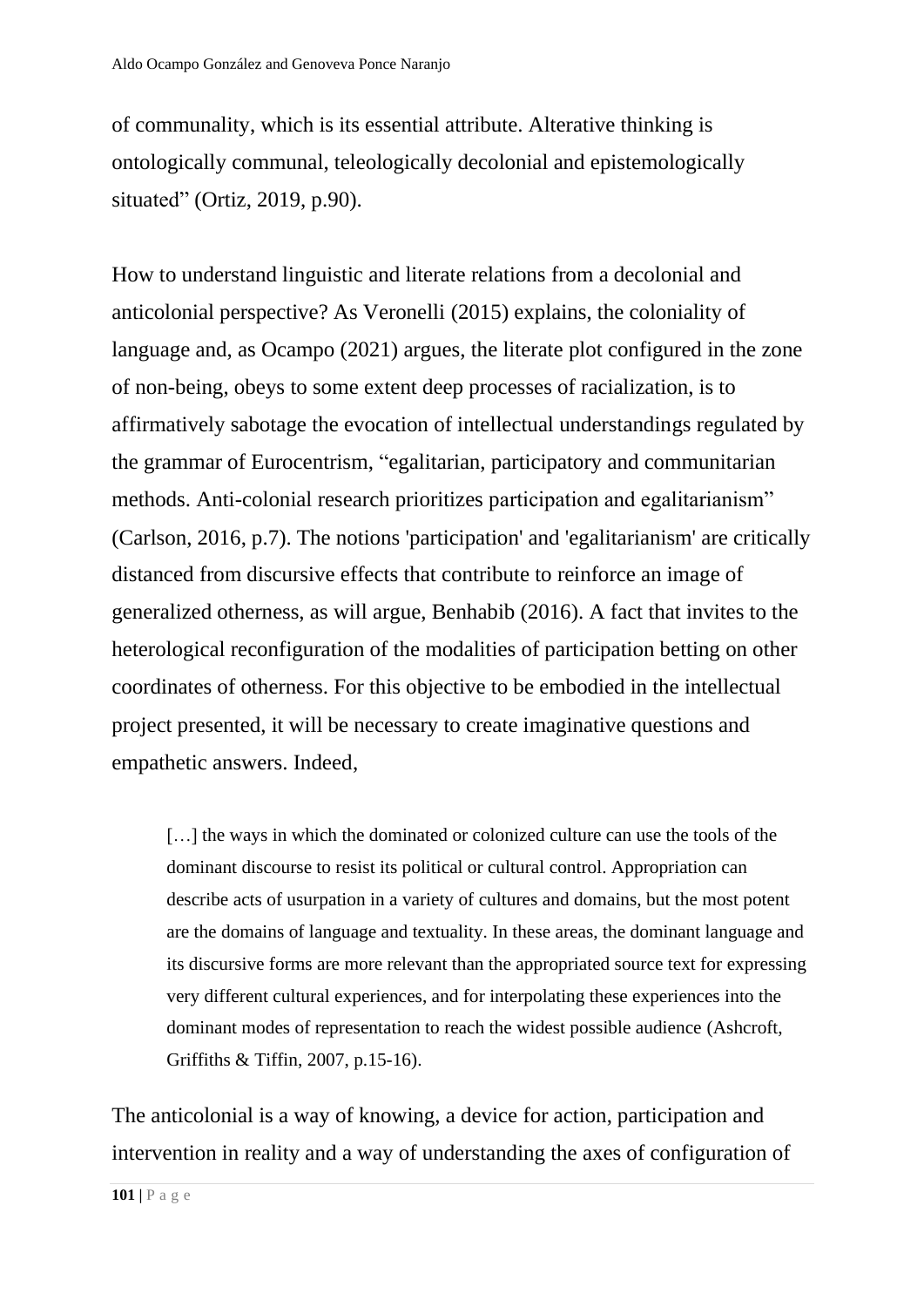of communality, which is its essential attribute. Alterative thinking is ontologically communal, teleologically decolonial and epistemologically situated" (Ortiz, 2019, p.90).

How to understand linguistic and literate relations from a decolonial and anticolonial perspective? As Veronelli (2015) explains, the coloniality of language and, as Ocampo (2021) argues, the literate plot configured in the zone of non-being, obeys to some extent deep processes of racialization, is to affirmatively sabotage the evocation of intellectual understandings regulated by the grammar of Eurocentrism, "egalitarian, participatory and communitarian methods. Anti-colonial research prioritizes participation and egalitarianism" (Carlson, 2016, p.7). The notions 'participation' and 'egalitarianism' are critically distanced from discursive effects that contribute to reinforce an image of generalized otherness, as will argue, Benhabib (2016). A fact that invites to the heterological reconfiguration of the modalities of participation betting on other coordinates of otherness. For this objective to be embodied in the intellectual project presented, it will be necessary to create imaginative questions and empathetic answers. Indeed,

> […] the ways in which the dominated or colonized culture can use the tools of the dominant discourse to resist its political or cultural control. Appropriation can describe acts of usurpation in a variety of cultures and domains, but the most potent are the domains of language and textuality. In these areas, the dominant language and its discursive forms are more relevant than the appropriated source text for expressing very different cultural experiences, and for interpolating these experiences into the dominant modes of representation to reach the widest possible audience (Ashcroft, Griffiths & Tiffin, 2007, p.15-16).

The anticolonial is a way of knowing, a device for action, participation and intervention in reality and a way of understanding the axes of configuration of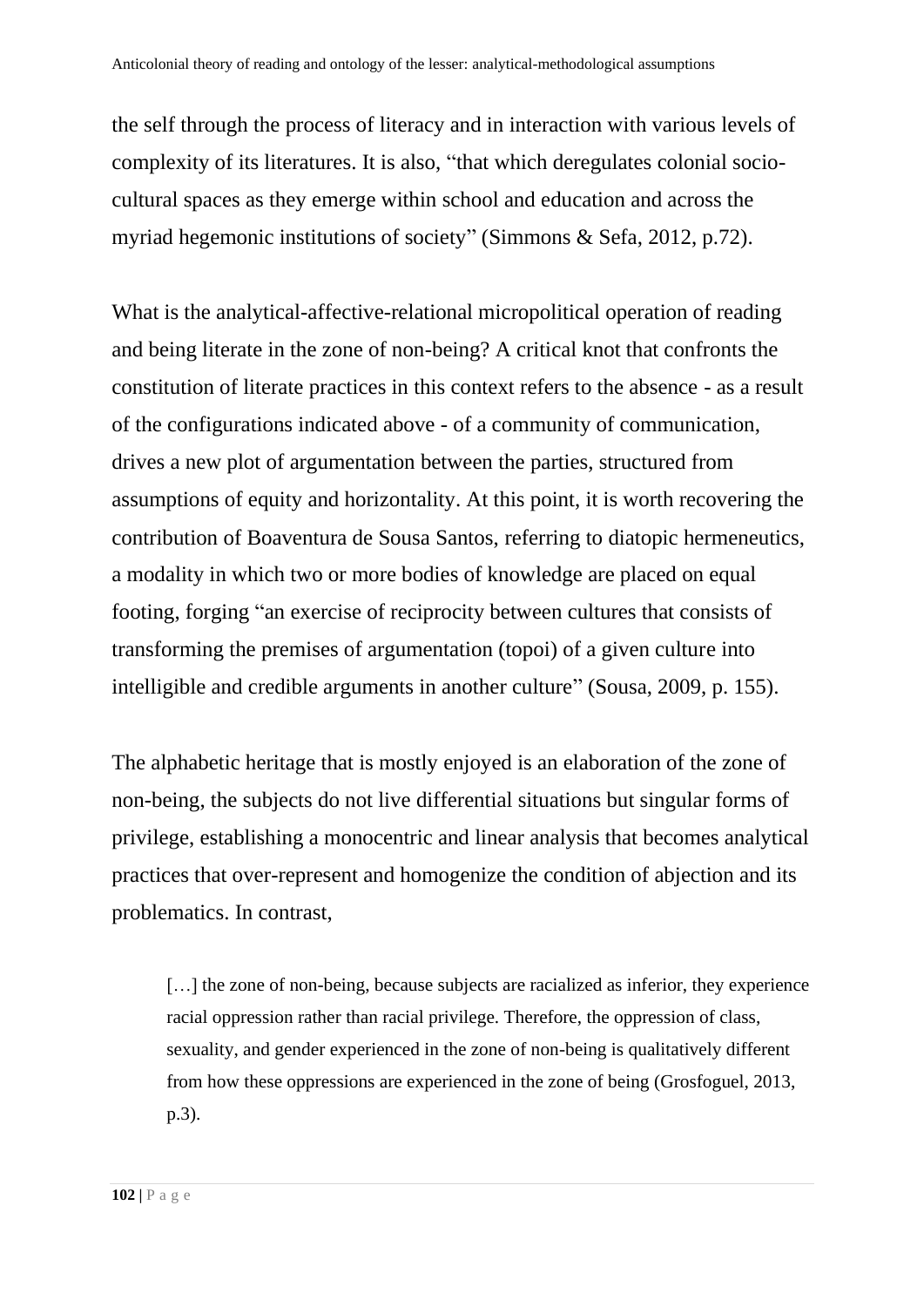the self through the process of literacy and in interaction with various levels of complexity of its literatures. It is also, "that which deregulates colonial socio-cultural spaces as they emerge within school and education and across the myriad hegemonic institutions of society" (Simmons & Sefa, 2012, p.72).

What is the analytical-affective-relational micropolitical operation of reading and being literate in the zone of non-being? A critical knot that confronts the constitution of literate practices in this context refers to the absence - as a result of the configurations indicated above - of a community of communication, drives a new plot of argumentation between the parties, structured from assumptions of equity and horizontality. At this point, it is worth recovering the contribution of Boaventura de Sousa Santos, referring to diatopic hermeneutics, a modality in which two or more bodies of knowledge are placed on equal footing, forging "an exercise of reciprocity between cultures that consists of transforming the premises of argumentation (topoi) of a given culture into intelligible and credible arguments in another culture" (Sousa, 2009, p. 155).

The alphabetic heritage that is mostly enjoyed is an elaboration of the zone of non-being, the subjects do not live differential situations but singular forms of privilege, establishing a monocentric and linear analysis that becomes analytical practices that over-represent and homogenize the condition of abjection and its problematics. In contrast,

> […] the zone of non-being, because subjects are racialized as inferior, they experience racial oppression rather than racial privilege. Therefore, the oppression of class, sexuality, and gender experienced in the zone of non-being is qualitatively different from how these oppressions are experienced in the zone of being (Grosfoguel, 2013, p.3).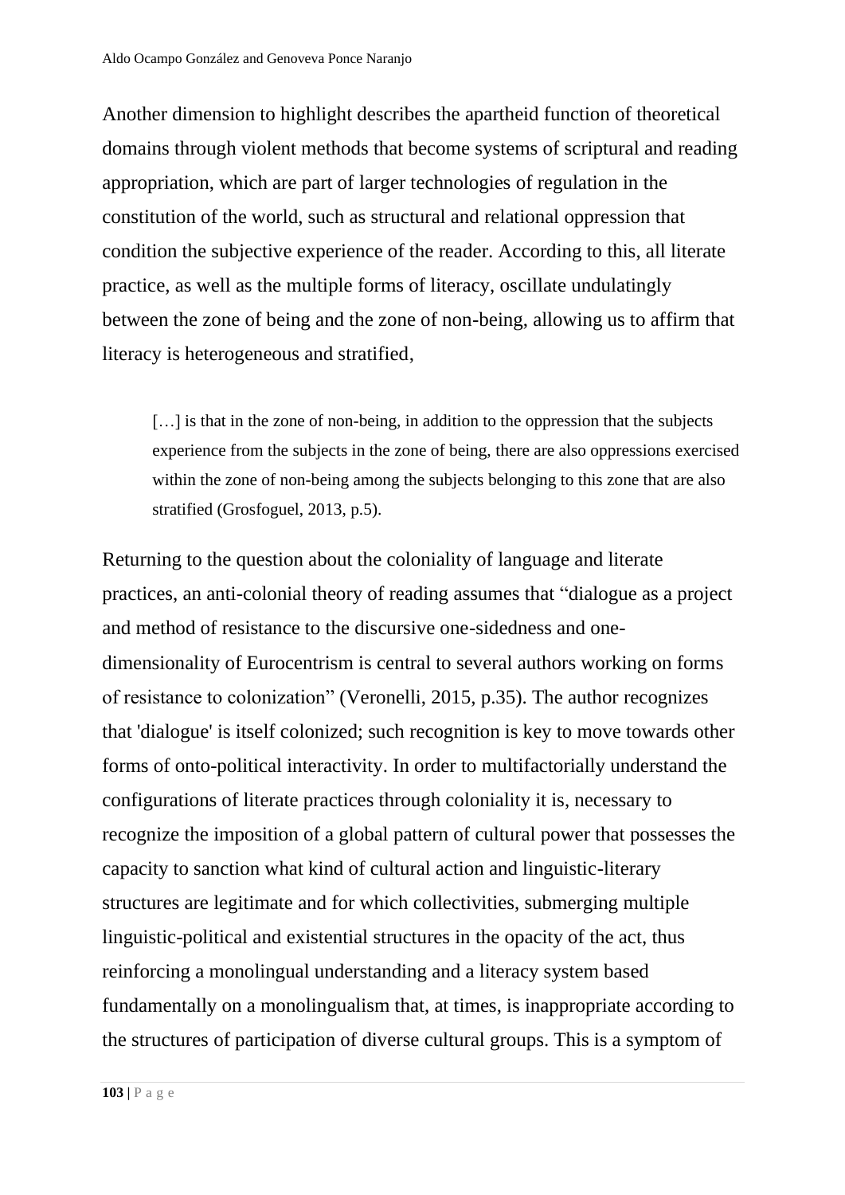Another dimension to highlight describes the apartheid function of theoretical domains through violent methods that become systems of scriptural and reading appropriation, which are part of larger technologies of regulation in the constitution of the world, such as structural and relational oppression that condition the subjective experience of the reader. According to this, all literate practice, as well as the multiple forms of literacy, oscillate undulatingly between the zone of being and the zone of non-being, allowing us to affirm that literacy is heterogeneous and stratified,

> […] is that in the zone of non-being, in addition to the oppression that the subjects experience from the subjects in the zone of being, there are also oppressions exercised within the zone of non-being among the subjects belonging to this zone that are also stratified (Grosfoguel, 2013, p.5).

Returning to the question about the coloniality of language and literate practices, an anti-colonial theory of reading assumes that "dialogue as a project and method of resistance to the discursive one-sidedness and one-dimensionality of Eurocentrism is central to several authors working on forms of resistance to colonization" (Veronelli, 2015, p.35). The author recognizes that 'dialogue' is itself colonized; such recognition is key to move towards other forms of onto-political interactivity. In order to multifactorially understand the configurations of literate practices through coloniality it is, necessary to recognize the imposition of a global pattern of cultural power that possesses the capacity to sanction what kind of cultural action and linguistic-literary structures are legitimate and for which collectivities, submerging multiple linguistic-political and existential structures in the opacity of the act, thus reinforcing a monolingual understanding and a literacy system based fundamentally on a monolingualism that, at times, is inappropriate according to the structures of participation of diverse cultural groups. This is a symptom of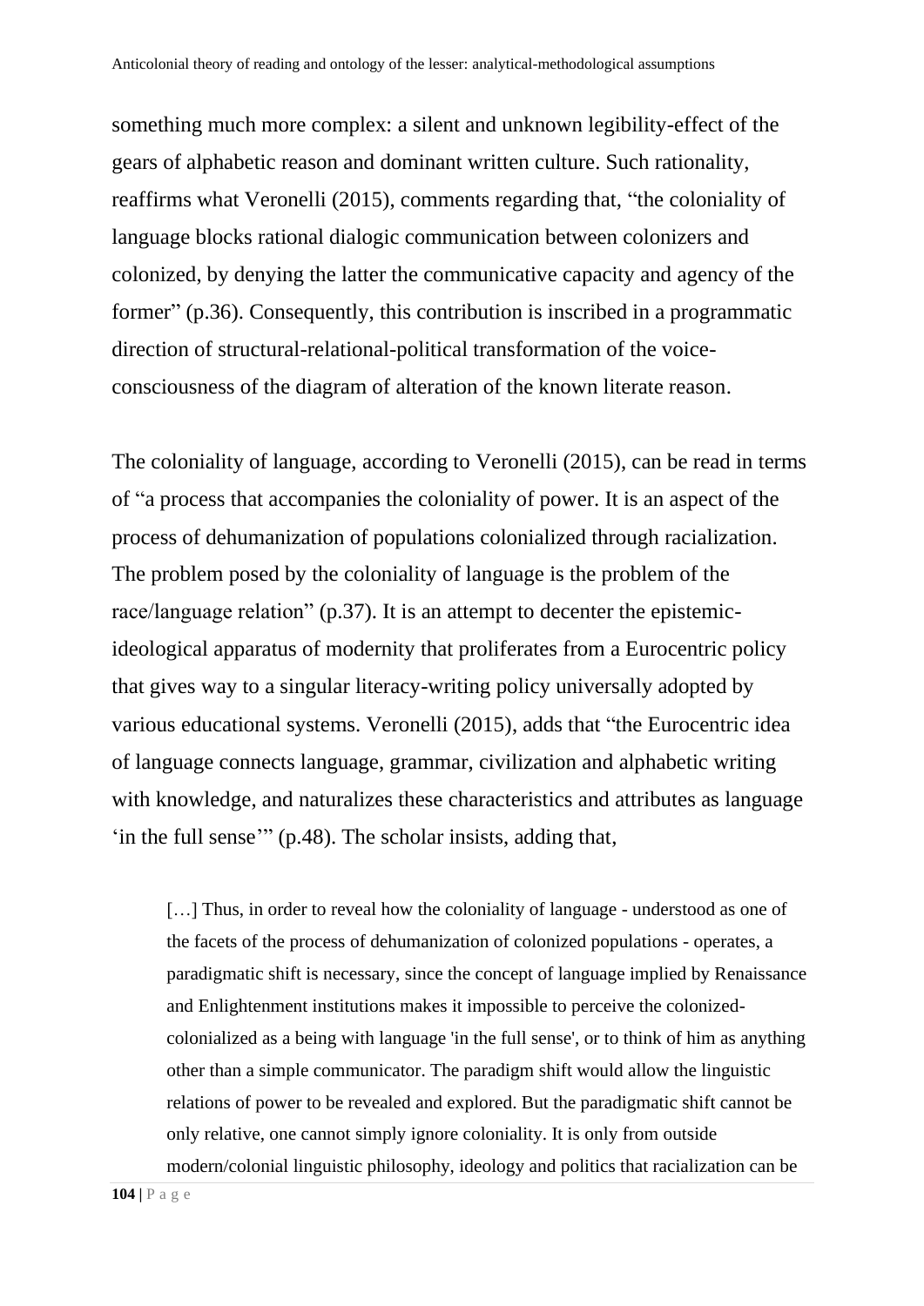something much more complex: a silent and unknown legibility-effect of the gears of alphabetic reason and dominant written culture. Such rationality, reaffirms what Veronelli (2015), comments regarding that, "the coloniality of language blocks rational dialogic communication between colonizers and colonized, by denying the latter the communicative capacity and agency of the former" (p.36). Consequently, this contribution is inscribed in a programmatic direction of structural-relational-political transformation of the voice-consciousness of the diagram of alteration of the known literate reason.

The coloniality of language, according to Veronelli (2015), can be read in terms of "a process that accompanies the coloniality of power. It is an aspect of the process of dehumanization of populations colonialized through racialization. The problem posed by the coloniality of language is the problem of the race/language relation" (p.37). It is an attempt to decenter the epistemic-ideological apparatus of modernity that proliferates from a Eurocentric policy that gives way to a singular literacy-writing policy universally adopted by various educational systems. Veronelli (2015), adds that "the Eurocentric idea of language connects language, grammar, civilization and alphabetic writing with knowledge, and naturalizes these characteristics and attributes as language 'in the full sense'" (p.48). The scholar insists, adding that,

> […] Thus, in order to reveal how the coloniality of language - understood as one of the facets of the process of dehumanization of colonized populations - operates, a paradigmatic shift is necessary, since the concept of language implied by Renaissance and Enlightenment institutions makes it impossible to perceive the colonized-colonialized as a being with language 'in the full sense', or to think of him as anything other than a simple communicator. The paradigm shift would allow the linguistic relations of power to be revealed and explored. But the paradigmatic shift cannot be only relative, one cannot simply ignore coloniality. It is only from outside modern/colonial linguistic philosophy, ideology and politics that racialization can be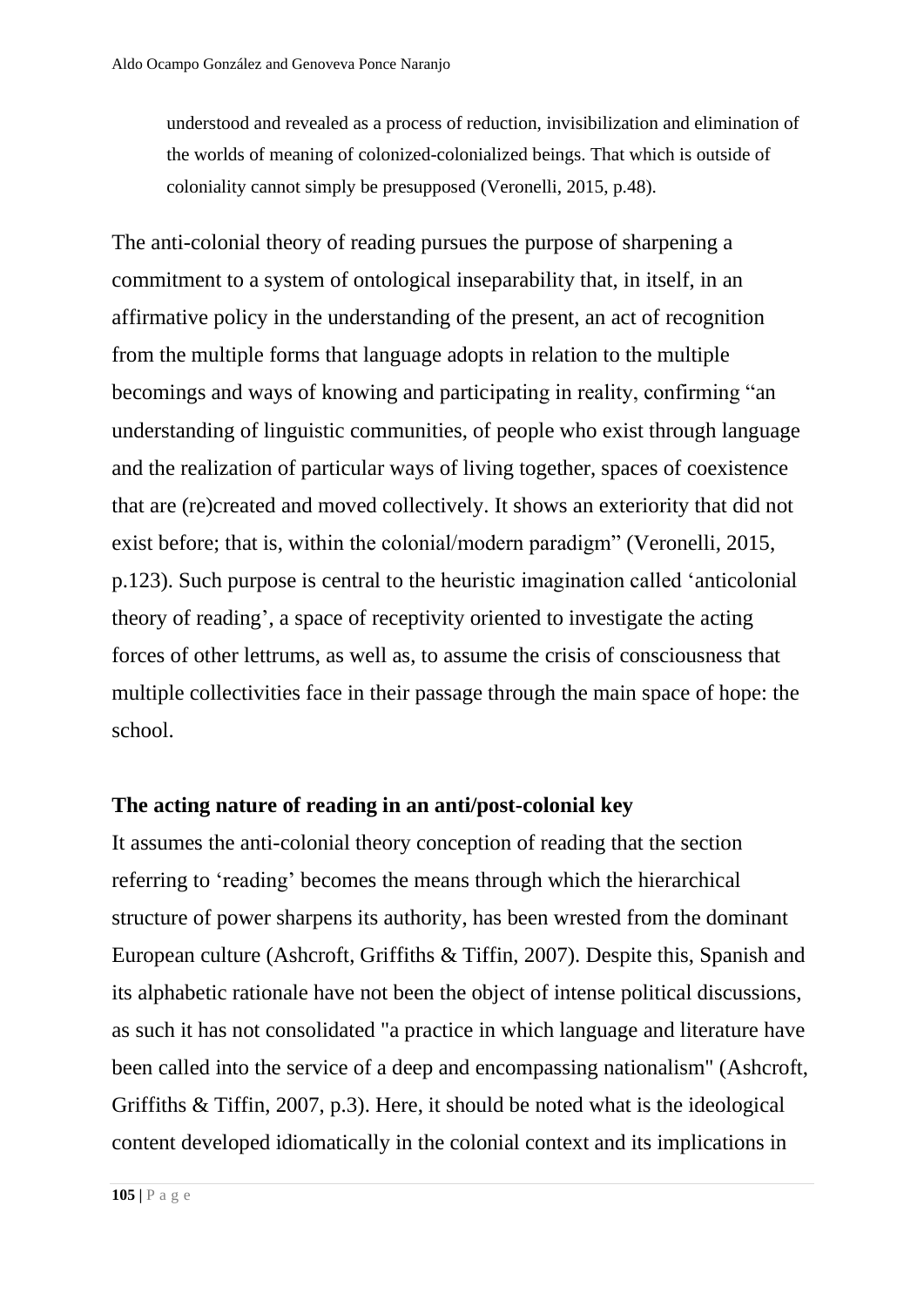> understood and revealed as a process of reduction, invisibilization and elimination of the worlds of meaning of colonized-colonialized beings. That which is outside of coloniality cannot simply be presupposed (Veronelli, 2015, p.48).

The anti-colonial theory of reading pursues the purpose of sharpening a commitment to a system of ontological inseparability that, in itself, in an affirmative policy in the understanding of the present, an act of recognition from the multiple forms that language adopts in relation to the multiple becomings and ways of knowing and participating in reality, confirming "an understanding of linguistic communities, of people who exist through language and the realization of particular ways of living together, spaces of coexistence that are (re)created and moved collectively. It shows an exteriority that did not exist before; that is, within the colonial/modern paradigm" (Veronelli, 2015, p.123). Such purpose is central to the heuristic imagination called 'anticolonial theory of reading', a space of receptivity oriented to investigate the acting forces of other lettrums, as well as, to assume the crisis of consciousness that multiple collectivities face in their passage through the main space of hope: the school.

**The acting nature of reading in an anti/post-colonial key**

It assumes the anti-colonial theory conception of reading that the section referring to 'reading' becomes the means through which the hierarchical structure of power sharpens its authority, has been wrested from the dominant European culture (Ashcroft, Griffiths & Tiffin, 2007). Despite this, Spanish and its alphabetic rationale have not been the object of intense political discussions, as such it has not consolidated "a practice in which language and literature have been called into the service of a deep and encompassing nationalism" (Ashcroft, Griffiths & Tiffin, 2007, p.3). Here, it should be noted what is the ideological content developed idiomatically in the colonial context and its implications in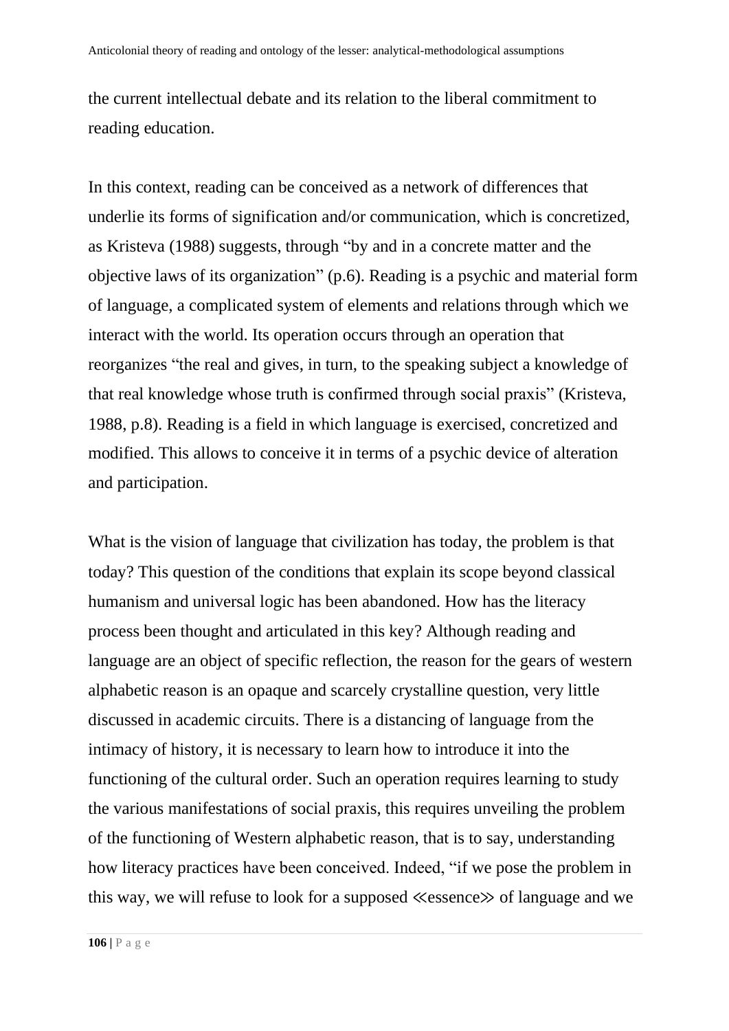the current intellectual debate and its relation to the liberal commitment to reading education.

In this context, reading can be conceived as a network of differences that underlie its forms of signification and/or communication, which is concretized, as Kristeva (1988) suggests, through "by and in a concrete matter and the objective laws of its organization" (p.6). Reading is a psychic and material form of language, a complicated system of elements and relations through which we interact with the world. Its operation occurs through an operation that reorganizes "the real and gives, in turn, to the speaking subject a knowledge of that real knowledge whose truth is confirmed through social praxis" (Kristeva, 1988, p.8). Reading is a field in which language is exercised, concretized and modified. This allows to conceive it in terms of a psychic device of alteration and participation.

What is the vision of language that civilization has today, the problem is that today? This question of the conditions that explain its scope beyond classical humanism and universal logic has been abandoned. How has the literacy process been thought and articulated in this key? Although reading and language are an object of specific reflection, the reason for the gears of western alphabetic reason is an opaque and scarcely crystalline question, very little discussed in academic circuits. There is a distancing of language from the intimacy of history, it is necessary to learn how to introduce it into the functioning of the cultural order. Such an operation requires learning to study the various manifestations of social praxis, this requires unveiling the problem of the functioning of Western alphabetic reason, that is to say, understanding how literacy practices have been conceived. Indeed, "if we pose the problem in this way, we will refuse to look for a supposed ≪essence≫ of language and we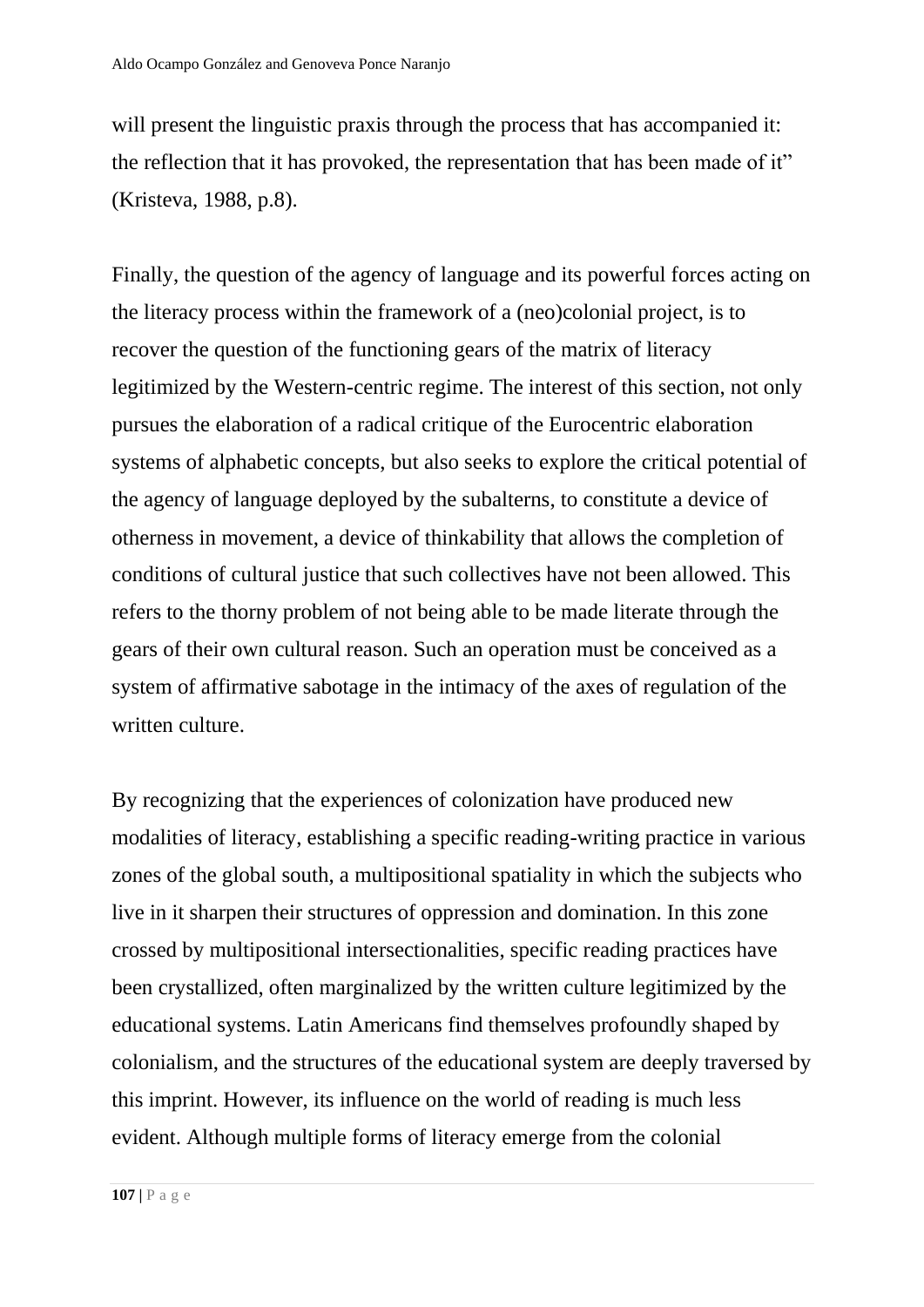will present the linguistic praxis through the process that has accompanied it: the reflection that it has provoked, the representation that has been made of it" (Kristeva, 1988, p.8).

Finally, the question of the agency of language and its powerful forces acting on the literacy process within the framework of a (neo)colonial project, is to recover the question of the functioning gears of the matrix of literacy legitimized by the Western-centric regime. The interest of this section, not only pursues the elaboration of a radical critique of the Eurocentric elaboration systems of alphabetic concepts, but also seeks to explore the critical potential of the agency of language deployed by the subalterns, to constitute a device of otherness in movement, a device of thinkability that allows the completion of conditions of cultural justice that such collectives have not been allowed. This refers to the thorny problem of not being able to be made literate through the gears of their own cultural reason. Such an operation must be conceived as a system of affirmative sabotage in the intimacy of the axes of regulation of the written culture.

By recognizing that the experiences of colonization have produced new modalities of literacy, establishing a specific reading-writing practice in various zones of the global south, a multipositional spatiality in which the subjects who live in it sharpen their structures of oppression and domination. In this zone crossed by multipositional intersectionalities, specific reading practices have been crystallized, often marginalized by the written culture legitimized by the educational systems. Latin Americans find themselves profoundly shaped by colonialism, and the structures of the educational system are deeply traversed by this imprint. However, its influence on the world of reading is much less evident. Although multiple forms of literacy emerge from the colonial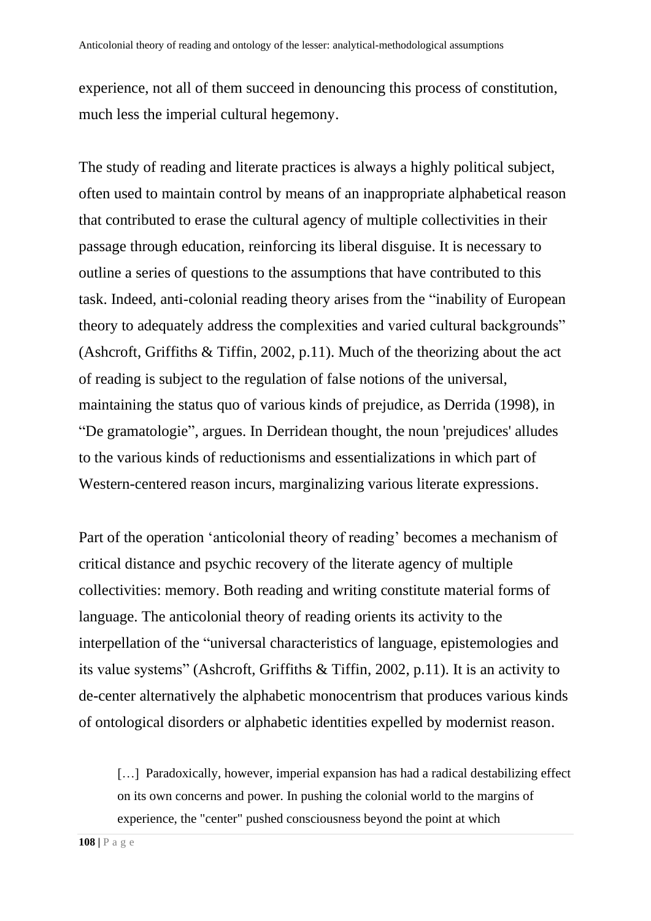experience, not all of them succeed in denouncing this process of constitution, much less the imperial cultural hegemony.

The study of reading and literate practices is always a highly political subject, often used to maintain control by means of an inappropriate alphabetical reason that contributed to erase the cultural agency of multiple collectivities in their passage through education, reinforcing its liberal disguise. It is necessary to outline a series of questions to the assumptions that have contributed to this task. Indeed, anti-colonial reading theory arises from the "inability of European theory to adequately address the complexities and varied cultural backgrounds" (Ashcroft, Griffiths & Tiffin, 2002, p.11). Much of the theorizing about the act of reading is subject to the regulation of false notions of the universal, maintaining the status quo of various kinds of prejudice, as Derrida (1998), in "De gramatologie", argues. In Derridean thought, the noun 'prejudices' alludes to the various kinds of reductionisms and essentializations in which part of Western-centered reason incurs, marginalizing various literate expressions.

Part of the operation 'anticolonial theory of reading' becomes a mechanism of critical distance and psychic recovery of the literate agency of multiple collectivities: memory. Both reading and writing constitute material forms of language. The anticolonial theory of reading orients its activity to the interpellation of the "universal characteristics of language, epistemologies and its value systems" (Ashcroft, Griffiths & Tiffin, 2002, p.11). It is an activity to de-center alternatively the alphabetic monocentrism that produces various kinds of ontological disorders or alphabetic identities expelled by modernist reason.

> […] Paradoxically, however, imperial expansion has had a radical destabilizing effect on its own concerns and power. In pushing the colonial world to the margins of experience, the "center" pushed consciousness beyond the point at which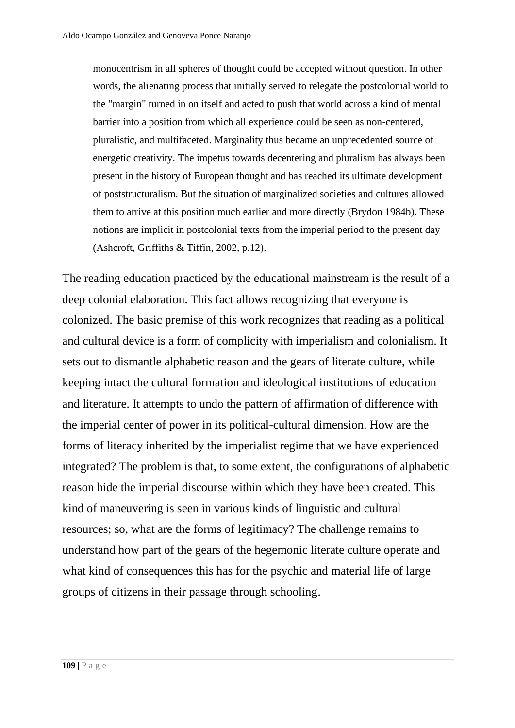> monocentrism in all spheres of thought could be accepted without question. In other words, the alienating process that initially served to relegate the postcolonial world to the "margin" turned in on itself and acted to push that world across a kind of mental barrier into a position from which all experience could be seen as non-centered, pluralistic, and multifaceted. Marginality thus became an unprecedented source of energetic creativity. The impetus towards decentering and pluralism has always been present in the history of European thought and has reached its ultimate development of poststructuralism. But the situation of marginalized societies and cultures allowed them to arrive at this position much earlier and more directly (Brydon 1984b). These notions are implicit in postcolonial texts from the imperial period to the present day (Ashcroft, Griffiths & Tiffin, 2002, p.12).

The reading education practiced by the educational mainstream is the result of a deep colonial elaboration. This fact allows recognizing that everyone is colonized. The basic premise of this work recognizes that reading as a political and cultural device is a form of complicity with imperialism and colonialism. It sets out to dismantle alphabetic reason and the gears of literate culture, while keeping intact the cultural formation and ideological institutions of education and literature. It attempts to undo the pattern of affirmation of difference with the imperial center of power in its political-cultural dimension. How are the forms of literacy inherited by the imperialist regime that we have experienced integrated? The problem is that, to some extent, the configurations of alphabetic reason hide the imperial discourse within which they have been created. This kind of maneuvering is seen in various kinds of linguistic and cultural resources; so, what are the forms of legitimacy? The challenge remains to understand how part of the gears of the hegemonic literate culture operate and what kind of consequences this has for the psychic and material life of large groups of citizens in their passage through schooling.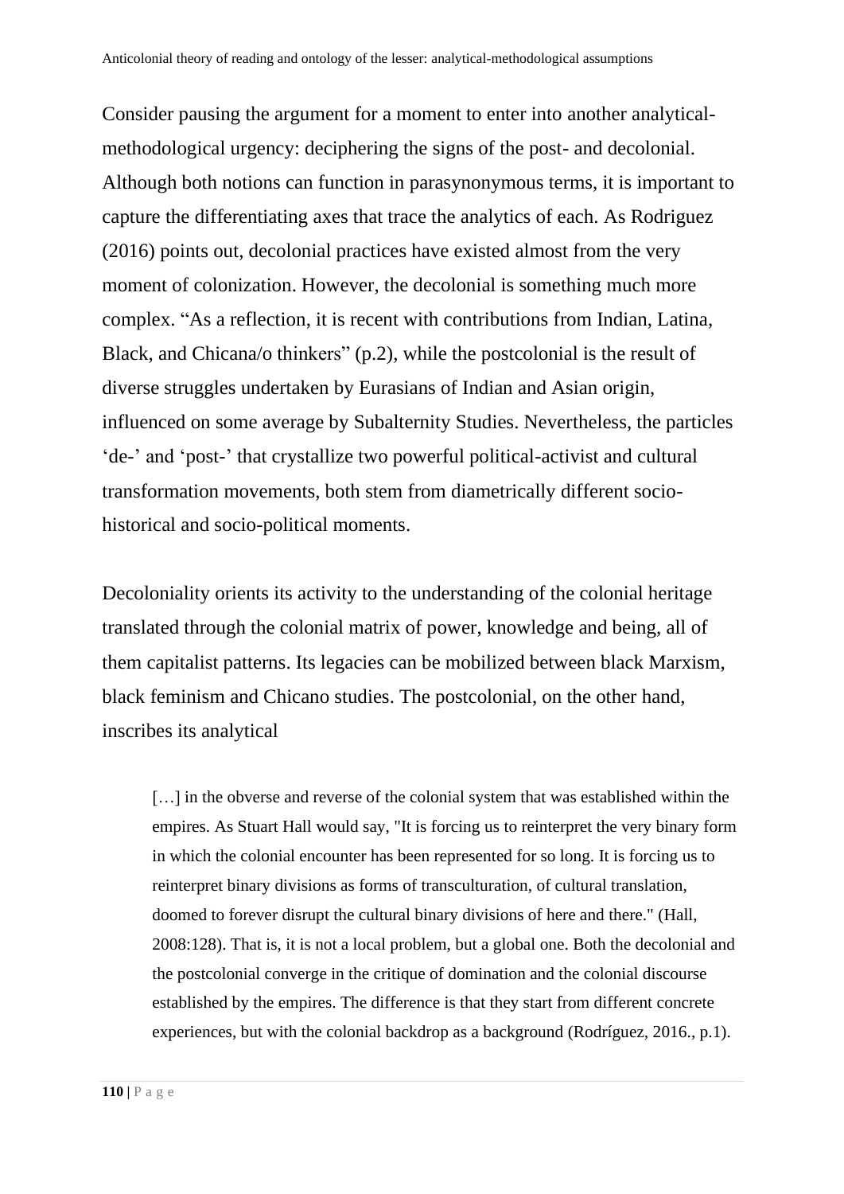Consider pausing the argument for a moment to enter into another analytical-methodological urgency: deciphering the signs of the post- and decolonial. Although both notions can function in parasynonymous terms, it is important to capture the differentiating axes that trace the analytics of each. As Rodriguez (2016) points out, decolonial practices have existed almost from the very moment of colonization. However, the decolonial is something much more complex. “As a reflection, it is recent with contributions from Indian, Latina, Black, and Chicana/o thinkers” (p.2), while the postcolonial is the result of diverse struggles undertaken by Eurasians of Indian and Asian origin, influenced on some average by Subalternity Studies. Nevertheless, the particles ‘de-’ and ‘post-’ that crystallize two powerful political-activist and cultural transformation movements, both stem from diametrically different socio-historical and socio-political moments.

Decoloniality orients its activity to the understanding of the colonial heritage translated through the colonial matrix of power, knowledge and being, all of them capitalist patterns. Its legacies can be mobilized between black Marxism, black feminism and Chicano studies. The postcolonial, on the other hand, inscribes its analytical

> […] in the obverse and reverse of the colonial system that was established within the empires. As Stuart Hall would say, "It is forcing us to reinterpret the very binary form in which the colonial encounter has been represented for so long. It is forcing us to reinterpret binary divisions as forms of transculturation, of cultural translation, doomed to forever disrupt the cultural binary divisions of here and there." (Hall, 2008:128). That is, it is not a local problem, but a global one. Both the decolonial and the postcolonial converge in the critique of domination and the colonial discourse established by the empires. The difference is that they start from different concrete experiences, but with the colonial backdrop as a background (Rodríguez, 2016., p.1).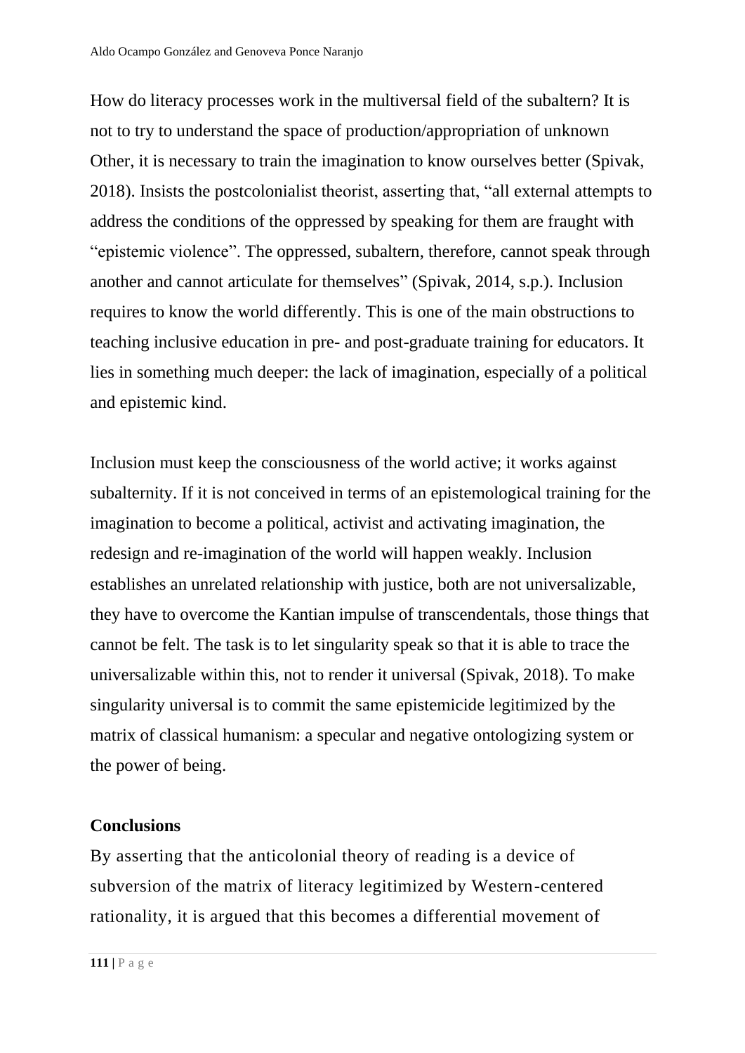How do literacy processes work in the multiversal field of the subaltern? It is not to try to understand the space of production/appropriation of unknown Other, it is necessary to train the imagination to know ourselves better (Spivak, 2018). Insists the postcolonialist theorist, asserting that, "all external attempts to address the conditions of the oppressed by speaking for them are fraught with "epistemic violence". The oppressed, subaltern, therefore, cannot speak through another and cannot articulate for themselves" (Spivak, 2014, s.p.). Inclusion requires to know the world differently. This is one of the main obstructions to teaching inclusive education in pre- and post-graduate training for educators. It lies in something much deeper: the lack of imagination, especially of a political and epistemic kind.

Inclusion must keep the consciousness of the world active; it works against subalternity. If it is not conceived in terms of an epistemological training for the imagination to become a political, activist and activating imagination, the redesign and re-imagination of the world will happen weakly. Inclusion establishes an unrelated relationship with justice, both are not universalizable, they have to overcome the Kantian impulse of transcendentals, those things that cannot be felt. The task is to let singularity speak so that it is able to trace the universalizable within this, not to render it universal (Spivak, 2018). To make singularity universal is to commit the same epistemicide legitimized by the matrix of classical humanism: a specular and negative ontologizing system or the power of being.

## Conclusions

By asserting that the anticolonial theory of reading is a device of subversion of the matrix of literacy legitimized by Western-centered rationality, it is argued that this becomes a differential movement of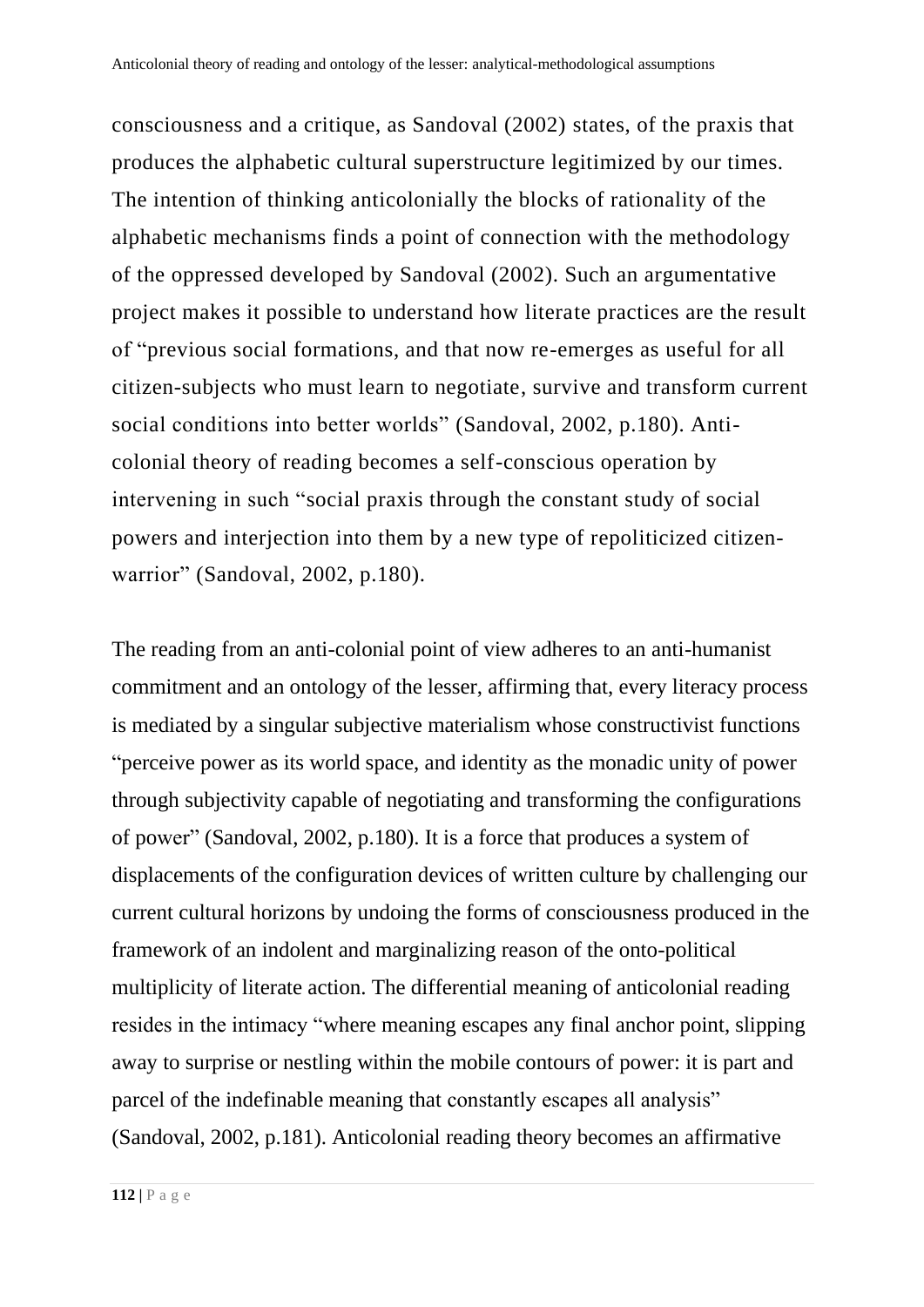consciousness and a critique, as Sandoval (2002) states, of the praxis that produces the alphabetic cultural superstructure legitimized by our times. The intention of thinking anticolonially the blocks of rationality of the alphabetic mechanisms finds a point of connection with the methodology of the oppressed developed by Sandoval (2002). Such an argumentative project makes it possible to understand how literate practices are the result of "previous social formations, and that now re-emerges as useful for all citizen-subjects who must learn to negotiate, survive and transform current social conditions into better worlds" (Sandoval, 2002, p.180). Anti-colonial theory of reading becomes a self-conscious operation by intervening in such "social praxis through the constant study of social powers and interjection into them by a new type of repoliticized citizen-warrior" (Sandoval, 2002, p.180).

The reading from an anti-colonial point of view adheres to an anti-humanist commitment and an ontology of the lesser, affirming that, every literacy process is mediated by a singular subjective materialism whose constructivist functions "perceive power as its world space, and identity as the monadic unity of power through subjectivity capable of negotiating and transforming the configurations of power" (Sandoval, 2002, p.180). It is a force that produces a system of displacements of the configuration devices of written culture by challenging our current cultural horizons by undoing the forms of consciousness produced in the framework of an indolent and marginalizing reason of the onto-political multiplicity of literate action. The differential meaning of anticolonial reading resides in the intimacy "where meaning escapes any final anchor point, slipping away to surprise or nestling within the mobile contours of power: it is part and parcel of the indefinable meaning that constantly escapes all analysis" (Sandoval, 2002, p.181). Anticolonial reading theory becomes an affirmative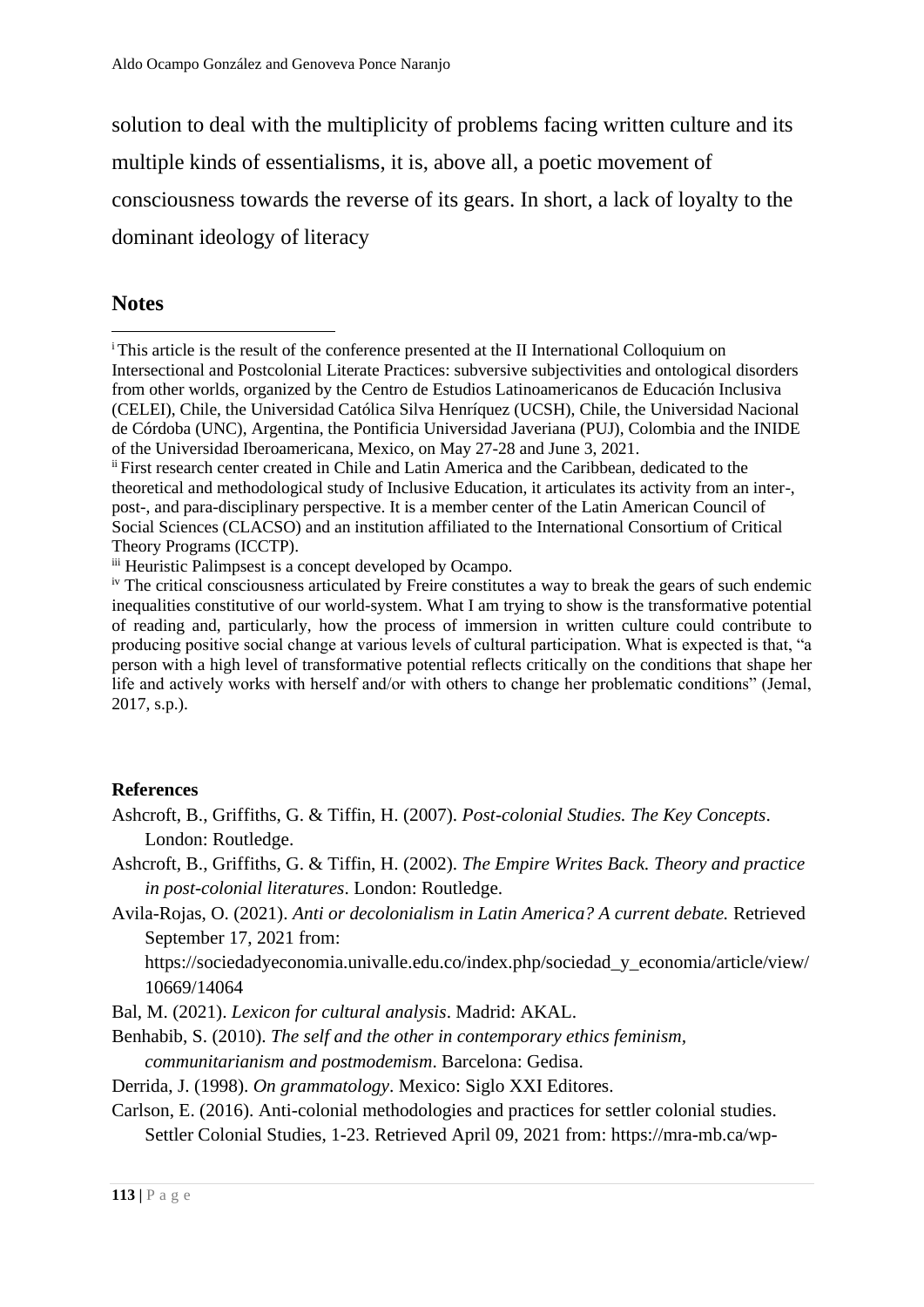solution to deal with the multiplicity of problems facing written culture and its multiple kinds of essentialisms, it is, above all, a poetic movement of consciousness towards the reverse of its gears. In short, a lack of loyalty to the dominant ideology of literacy

## Notes

[i] This article is the result of the conference presented at the II International Colloquium on Intersectional and Postcolonial Literate Practices: subversive subjectivities and ontological disorders from other worlds, organized by the Centro de Estudios Latinoamericanos de Educación Inclusiva (CELEI), Chile, the Universidad Católica Silva Henríquez (UCSH), Chile, the Universidad Nacional de Córdoba (UNC), Argentina, the Pontificia Universidad Javeriana (PUJ), Colombia and the INIDE of the Universidad Iberoamericana, Mexico, on May 27-28 and June 3, 2021.

[ii] First research center created in Chile and Latin America and the Caribbean, dedicated to the theoretical and methodological study of Inclusive Education, it articulates its activity from an inter-, post-, and para-disciplinary perspective. It is a member center of the Latin American Council of Social Sciences (CLACSO) and an institution affiliated to the International Consortium of Critical Theory Programs (ICCTP).

[iii] Heuristic Palimpsest is a concept developed by Ocampo.

[iv] The critical consciousness articulated by Freire constitutes a way to break the gears of such endemic inequalities constitutive of our world-system. What I am trying to show is the transformative potential of reading and, particularly, how the process of immersion in written culture could contribute to producing positive social change at various levels of cultural participation. What is expected is that, "a person with a high level of transformative potential reflects critically on the conditions that shape her life and actively works with herself and/or with others to change her problematic conditions" (Jemal, 2017, s.p.).

**References**

Ashcroft, B., Griffiths, G. & Tiffin, H. (2007). *Post-colonial Studies. The Key Concepts*. London: Routledge.

Ashcroft, B., Griffiths, G. & Tiffin, H. (2002). *The Empire Writes Back. Theory and practice in post-colonial literatures*. London: Routledge.

Avila-Rojas, O. (2021). *Anti or decolonialism in Latin America? A current debate.* Retrieved September 17, 2021 from: https://sociedadyeconomia.univalle.edu.co/index.php/sociedad_y_economia/article/view/10669/14064

Bal, M. (2021). *Lexicon for cultural analysis*. Madrid: AKAL.

Benhabib, S. (2010). *The self and the other in contemporary ethics feminism, communitarianism and postmodemism*. Barcelona: Gedisa.

Derrida, J. (1998). *On grammatology*. Mexico: Siglo XXI Editores.

Carlson, E. (2016). Anti-colonial methodologies and practices for settler colonial studies. Settler Colonial Studies, 1-23. Retrieved April 09, 2021 from: https://mra-mb.ca/wp-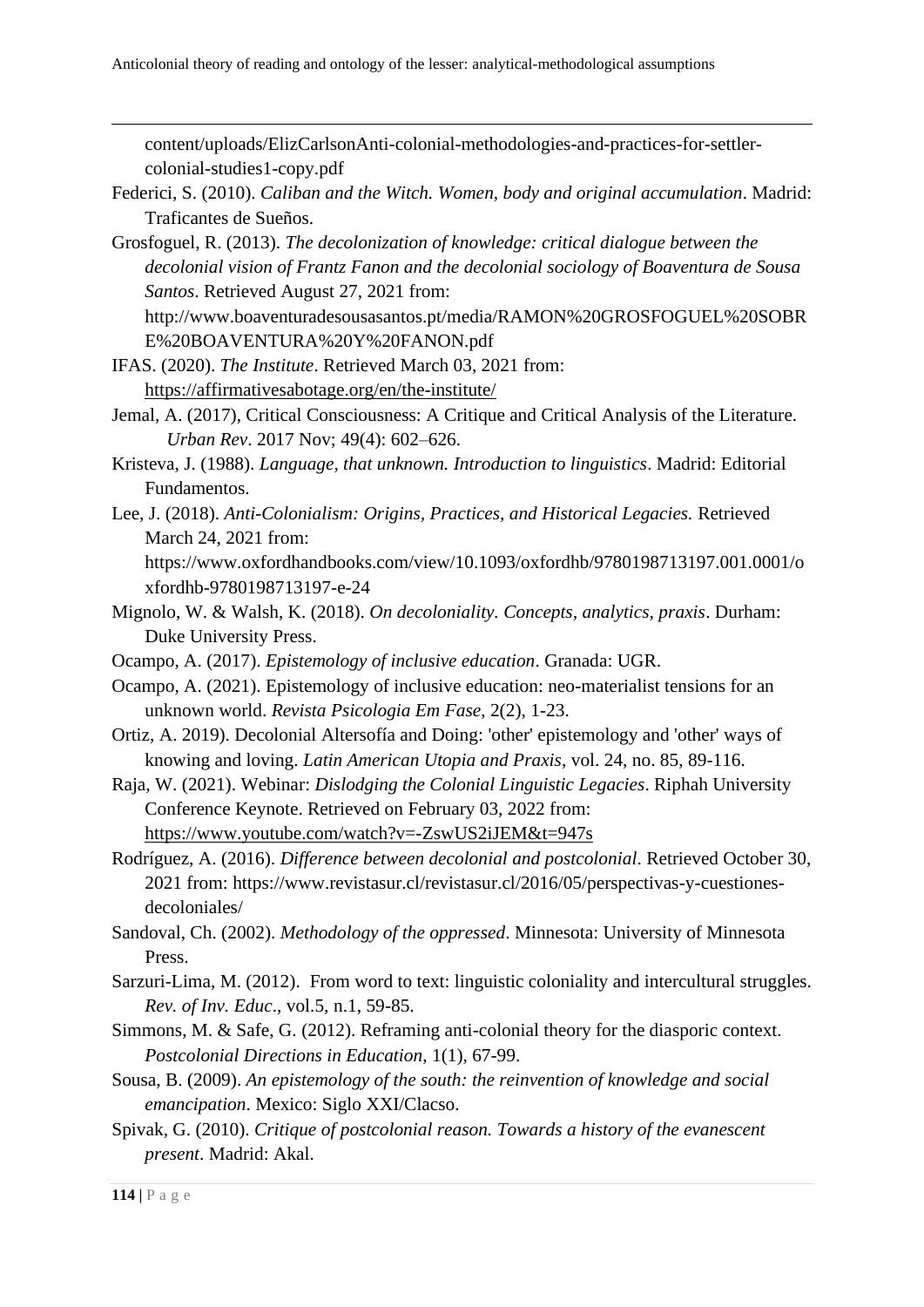content/uploads/ElizCarlsonAnti-colonial-methodologies-and-practices-for-settler-colonial-studies1-copy.pdf

Federici, S. (2010). *Caliban and the Witch. Women, body and original accumulation*. Madrid: Traficantes de Sueños.

Grosfoguel, R. (2013). *The decolonization of knowledge: critical dialogue between the decolonial vision of Frantz Fanon and the decolonial sociology of Boaventura de Sousa Santos*. Retrieved August 27, 2021 from: http://www.boaventuradesousasantos.pt/media/RAMON%20GROSFOGUEL%20SOBRE%20BOAVENTURA%20Y%20FANON.pdf

IFAS. (2020). *The Institute*. Retrieved March 03, 2021 from: https://affirmativesabotage.org/en/the-institute/

Jemal, A. (2017), Critical Consciousness: A Critique and Critical Analysis of the Literature. *Urban Rev*. 2017 Nov; 49(4): 602–626.

Kristeva, J. (1988). *Language, that unknown. Introduction to linguistics*. Madrid: Editorial Fundamentos.

Lee, J. (2018). *Anti-Colonialism: Origins, Practices, and Historical Legacies.* Retrieved March 24, 2021 from: https://www.oxfordhandbooks.com/view/10.1093/oxfordhb/9780198713197.001.0001/oxfordhb-9780198713197-e-24

Mignolo, W. & Walsh, K. (2018). *On decoloniality. Concepts, analytics, praxis*. Durham: Duke University Press.

Ocampo, A. (2017). *Epistemology of inclusive education*. Granada: UGR.

Ocampo, A. (2021). Epistemology of inclusive education: neo-materialist tensions for an unknown world. *Revista Psicologia Em Fase*, 2(2), 1-23.

Ortiz, A. 2019). Decolonial Altersofía and Doing: 'other' epistemology and 'other' ways of knowing and loving. *Latin American Utopia and Praxis*, vol. 24, no. 85, 89-116.

Raja, W. (2021). Webinar: *Dislodging the Colonial Linguistic Legacies*. Riphah University Conference Keynote. Retrieved on February 03, 2022 from: https://www.youtube.com/watch?v=-ZswUS2iJEM&t=947s

Rodríguez, A. (2016). *Difference between decolonial and postcolonial*. Retrieved October 30, 2021 from: https://www.revistasur.cl/revistasur.cl/2016/05/perspectivas-y-cuestiones-decoloniales/

Sandoval, Ch. (2002). *Methodology of the oppressed*. Minnesota: University of Minnesota Press.

Sarzuri-Lima, M. (2012). From word to text: linguistic coloniality and intercultural struggles. *Rev. of Inv. Educ*., vol.5, n.1, 59-85.

Simmons, M. & Safe, G. (2012). Reframing anti-colonial theory for the diasporic context. *Postcolonial Directions in Education*, 1(1), 67-99.

Sousa, B. (2009). *An epistemology of the south: the reinvention of knowledge and social emancipation*. Mexico: Siglo XXI/Clacso.

Spivak, G. (2010). *Critique of postcolonial reason. Towards a history of the evanescent present*. Madrid: Akal.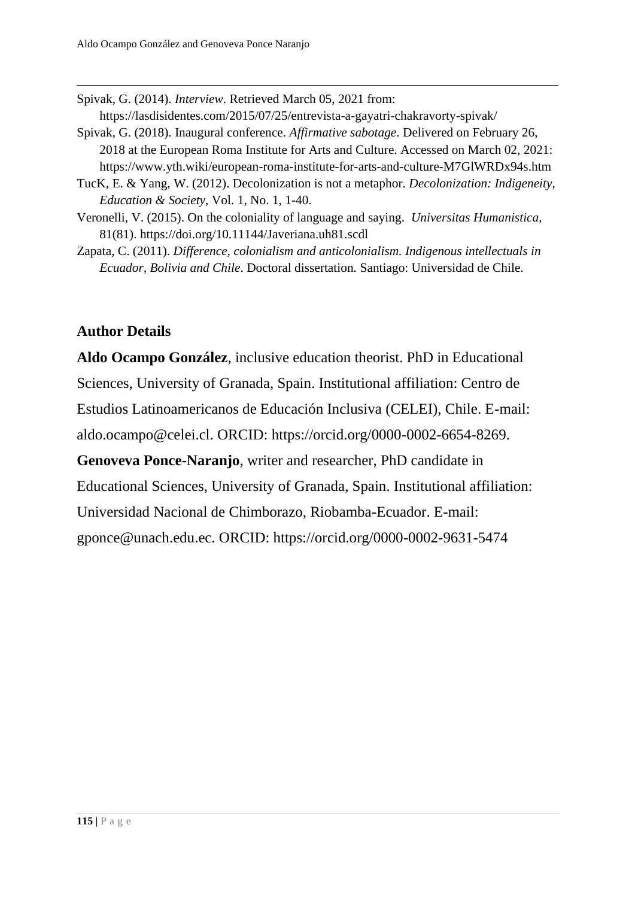Spivak, G. (2014). *Interview*. Retrieved March 05, 2021 from: https://lasdisidentes.com/2015/07/25/entrevista-a-gayatri-chakravorty-spivak/

Spivak, G. (2018). Inaugural conference. *Affirmative sabotage*. Delivered on February 26, 2018 at the European Roma Institute for Arts and Culture. Accessed on March 02, 2021: https://www.yth.wiki/european-roma-institute-for-arts-and-culture-M7GlWRDx94s.htm

TucK, E. & Yang, W. (2012). Decolonization is not a metaphor. *Decolonization: Indigeneity, Education & Society*, Vol. 1, No. 1, 1-40.

Veronelli, V. (2015). On the coloniality of language and saying. *Universitas Humanistica*, 81(81). https://doi.org/10.11144/Javeriana.uh81.scdl

Zapata, C. (2011). *Difference, colonialism and anticolonialism. Indigenous intellectuals in Ecuador, Bolivia and Chile*. Doctoral dissertation. Santiago: Universidad de Chile.

## Author Details

**Aldo Ocampo González**, inclusive education theorist. PhD in Educational Sciences, University of Granada, Spain. Institutional affiliation: Centro de Estudios Latinoamericanos de Educación Inclusiva (CELEI), Chile. E-mail: aldo.ocampo@celei.cl. ORCID: https://orcid.org/0000-0002-6654-8269.

**Genoveva Ponce-Naranjo**, writer and researcher, PhD candidate in Educational Sciences, University of Granada, Spain. Institutional affiliation: Universidad Nacional de Chimborazo, Riobamba-Ecuador. E-mail: gponce@unach.edu.ec. ORCID: https://orcid.org/0000-0002-9631-5474